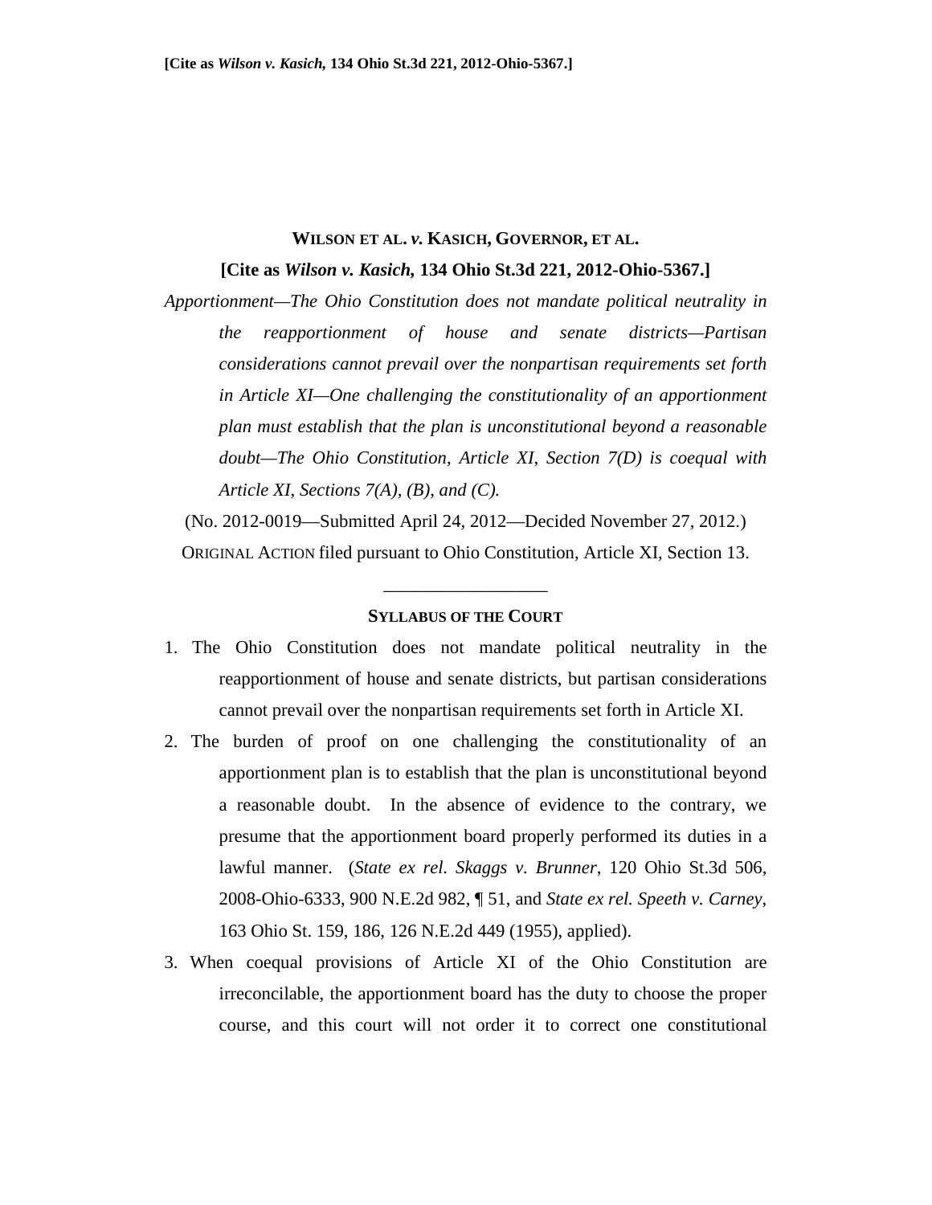**WILSON ET AL. *v.* KASICH, GOVERNOR, ET AL.**

**[Cite as *Wilson v. Kasich*, 134 Ohio St.3d 221, 2012-Ohio-5367.]**

*Apportionment—The Ohio Constitution does not mandate political neutrality in the reapportionment of house and senate districts—Partisan considerations cannot prevail over the nonpartisan requirements set forth in Article XI—One challenging the constitutionality of an apportionment plan must establish that the plan is unconstitutional beyond a reasonable doubt—The Ohio Constitution, Article XI, Section 7(D) is coequal with Article XI, Sections 7(A), (B), and (C).*

(No. 2012-0019—Submitted April 24, 2012—Decided November 27, 2012.)

ORIGINAL ACTION filed pursuant to Ohio Constitution, Article XI, Section 13.

---

**SYLLABUS OF THE COURT**

1. The Ohio Constitution does not mandate political neutrality in the reapportionment of house and senate districts, but partisan considerations cannot prevail over the nonpartisan requirements set forth in Article XI.
2. The burden of proof on one challenging the constitutionality of an apportionment plan is to establish that the plan is unconstitutional beyond a reasonable doubt. In the absence of evidence to the contrary, we presume that the apportionment board properly performed its duties in a lawful manner. (*State ex rel. Skaggs v. Brunner*, 120 Ohio St.3d 506, 2008-Ohio-6333, 900 N.E.2d 982, ¶ 51, and *State ex rel. Speeth v. Carney*, 163 Ohio St. 159, 186, 126 N.E.2d 449 (1955), applied).
3. When coequal provisions of Article XI of the Ohio Constitution are irreconcilable, the apportionment board has the duty to choose the proper course, and this court will not order it to correct one constitutional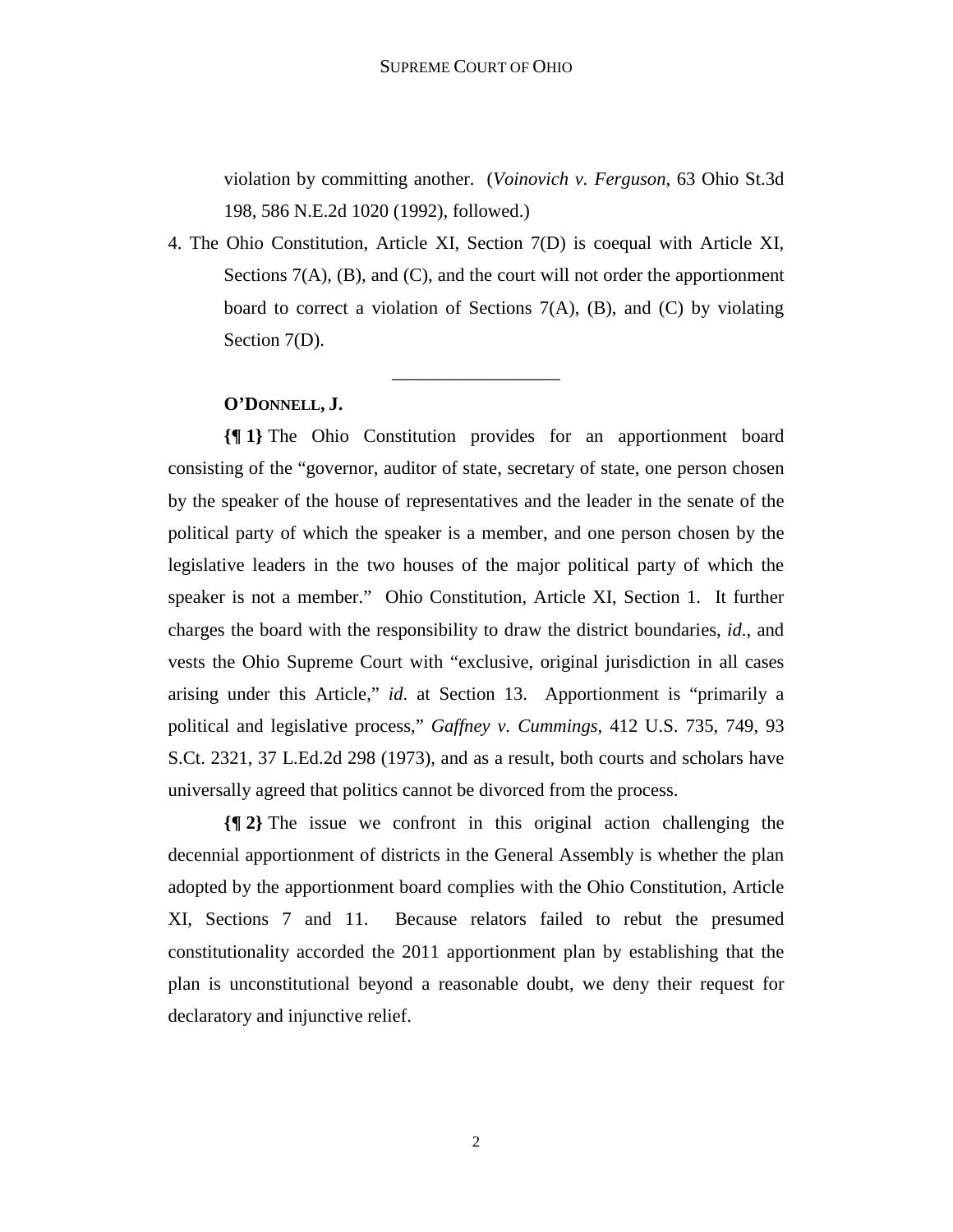violation by committing another. (*Voinovich v. Ferguson*, 63 Ohio St.3d 198, 586 N.E.2d 1020 (1992), followed.)

4. The Ohio Constitution, Article XI, Section 7(D) is coequal with Article XI, Sections 7(A), (B), and (C), and the court will not order the apportionment board to correct a violation of Sections 7(A), (B), and (C) by violating Section 7(D).

---

**O'DONNELL, J.**

**{¶ 1}** The Ohio Constitution provides for an apportionment board consisting of the "governor, auditor of state, secretary of state, one person chosen by the speaker of the house of representatives and the leader in the senate of the political party of which the speaker is a member, and one person chosen by the legislative leaders in the two houses of the major political party of which the speaker is not a member." Ohio Constitution, Article XI, Section 1. It further charges the board with the responsibility to draw the district boundaries, *id*., and vests the Ohio Supreme Court with "exclusive, original jurisdiction in all cases arising under this Article," *id.* at Section 13. Apportionment is "primarily a political and legislative process," *Gaffney v. Cummings*, 412 U.S. 735, 749, 93 S.Ct. 2321, 37 L.Ed.2d 298 (1973), and as a result, both courts and scholars have universally agreed that politics cannot be divorced from the process.

**{¶ 2}** The issue we confront in this original action challenging the decennial apportionment of districts in the General Assembly is whether the plan adopted by the apportionment board complies with the Ohio Constitution, Article XI, Sections 7 and 11. Because relators failed to rebut the presumed constitutionality accorded the 2011 apportionment plan by establishing that the plan is unconstitutional beyond a reasonable doubt, we deny their request for declaratory and injunctive relief.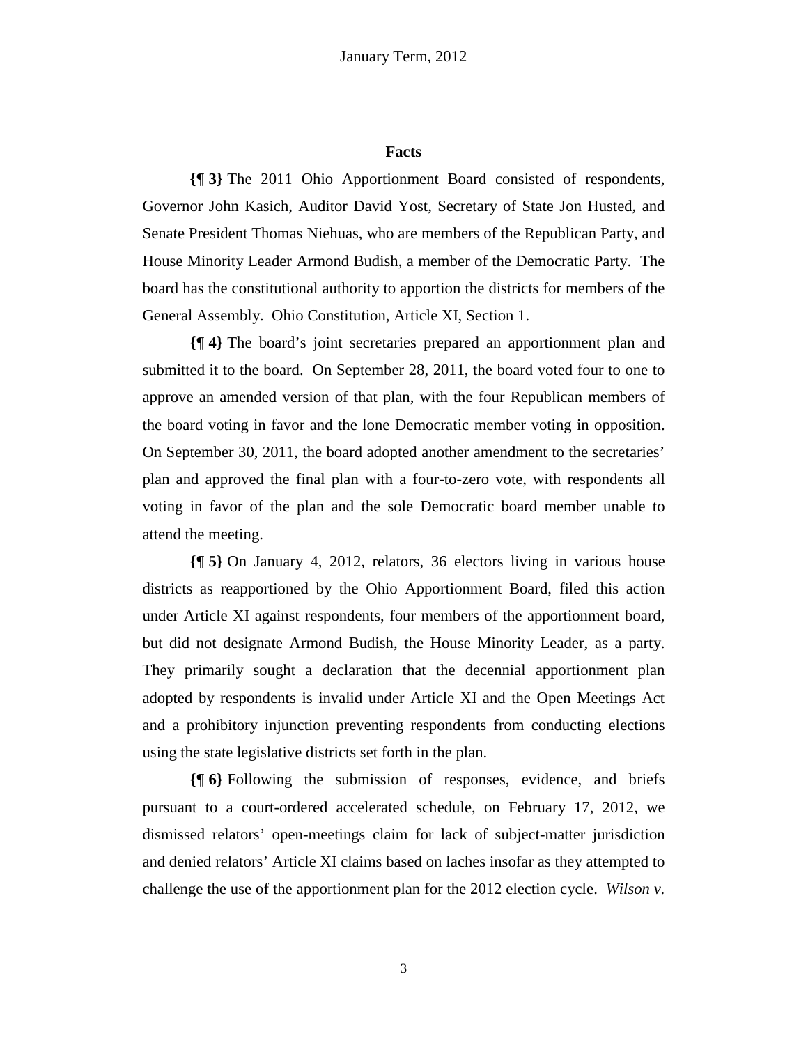## Facts

**{¶ 3}** The 2011 Ohio Apportionment Board consisted of respondents, Governor John Kasich, Auditor David Yost, Secretary of State Jon Husted, and Senate President Thomas Niehuas, who are members of the Republican Party, and House Minority Leader Armond Budish, a member of the Democratic Party. The board has the constitutional authority to apportion the districts for members of the General Assembly. Ohio Constitution, Article XI, Section 1.

**{¶ 4}** The board's joint secretaries prepared an apportionment plan and submitted it to the board. On September 28, 2011, the board voted four to one to approve an amended version of that plan, with the four Republican members of the board voting in favor and the lone Democratic member voting in opposition. On September 30, 2011, the board adopted another amendment to the secretaries' plan and approved the final plan with a four-to-zero vote, with respondents all voting in favor of the plan and the sole Democratic board member unable to attend the meeting.

**{¶ 5}** On January 4, 2012, relators, 36 electors living in various house districts as reapportioned by the Ohio Apportionment Board, filed this action under Article XI against respondents, four members of the apportionment board, but did not designate Armond Budish, the House Minority Leader, as a party. They primarily sought a declaration that the decennial apportionment plan adopted by respondents is invalid under Article XI and the Open Meetings Act and a prohibitory injunction preventing respondents from conducting elections using the state legislative districts set forth in the plan.

**{¶ 6}** Following the submission of responses, evidence, and briefs pursuant to a court-ordered accelerated schedule, on February 17, 2012, we dismissed relators' open-meetings claim for lack of subject-matter jurisdiction and denied relators' Article XI claims based on laches insofar as they attempted to challenge the use of the apportionment plan for the 2012 election cycle. *Wilson v.*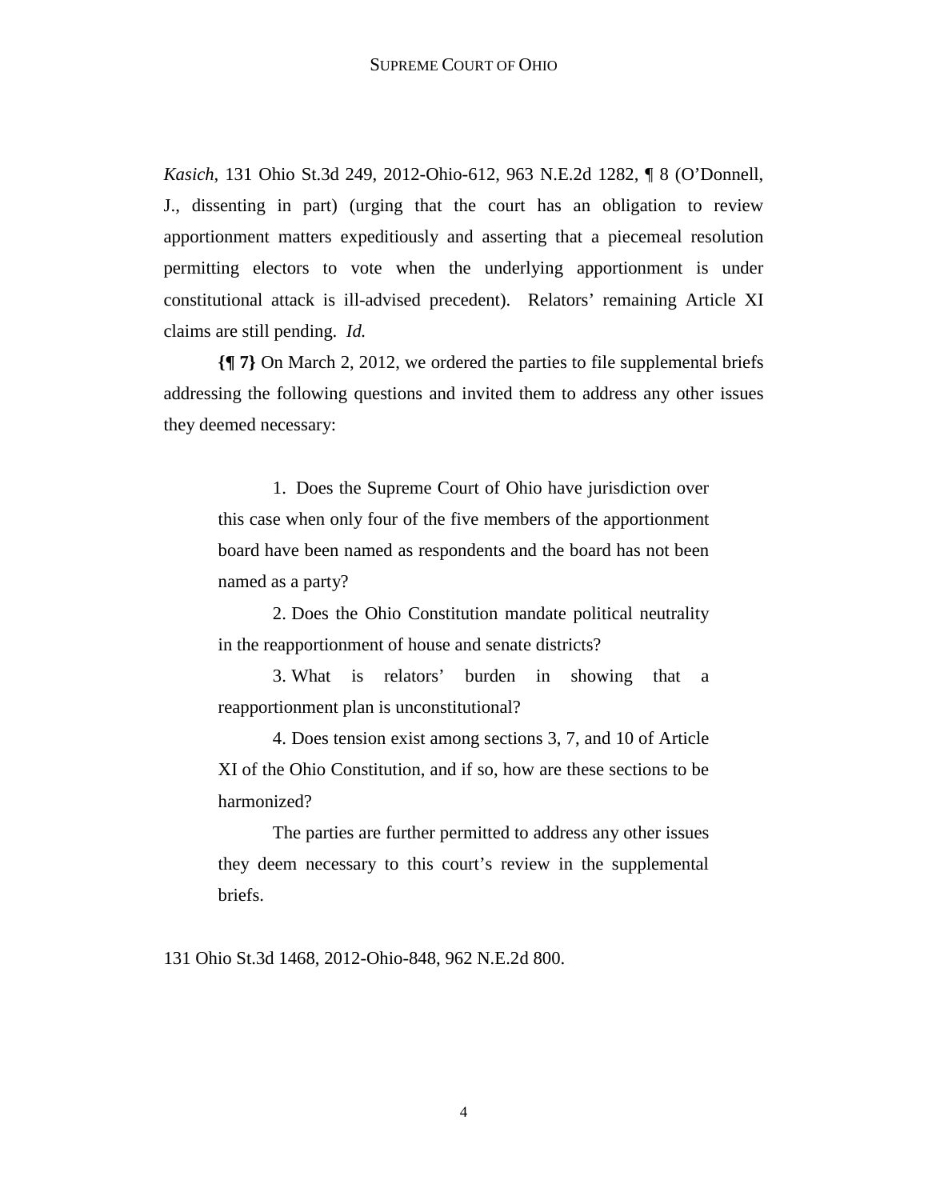*Kasich*, 131 Ohio St.3d 249, 2012-Ohio-612, 963 N.E.2d 1282, ¶ 8 (O'Donnell, J., dissenting in part) (urging that the court has an obligation to review apportionment matters expeditiously and asserting that a piecemeal resolution permitting electors to vote when the underlying apportionment is under constitutional attack is ill-advised precedent). Relators' remaining Article XI claims are still pending. *Id.*

**{¶ 7}** On March 2, 2012, we ordered the parties to file supplemental briefs addressing the following questions and invited them to address any other issues they deemed necessary:

> 1. Does the Supreme Court of Ohio have jurisdiction over this case when only four of the five members of the apportionment board have been named as respondents and the board has not been named as a party?
>
> 2. Does the Ohio Constitution mandate political neutrality in the reapportionment of house and senate districts?
>
> 3. What is relators' burden in showing that a reapportionment plan is unconstitutional?
>
> 4. Does tension exist among sections 3, 7, and 10 of Article XI of the Ohio Constitution, and if so, how are these sections to be harmonized?
>
> The parties are further permitted to address any other issues they deem necessary to this court's review in the supplemental briefs.

131 Ohio St.3d 1468, 2012-Ohio-848, 962 N.E.2d 800.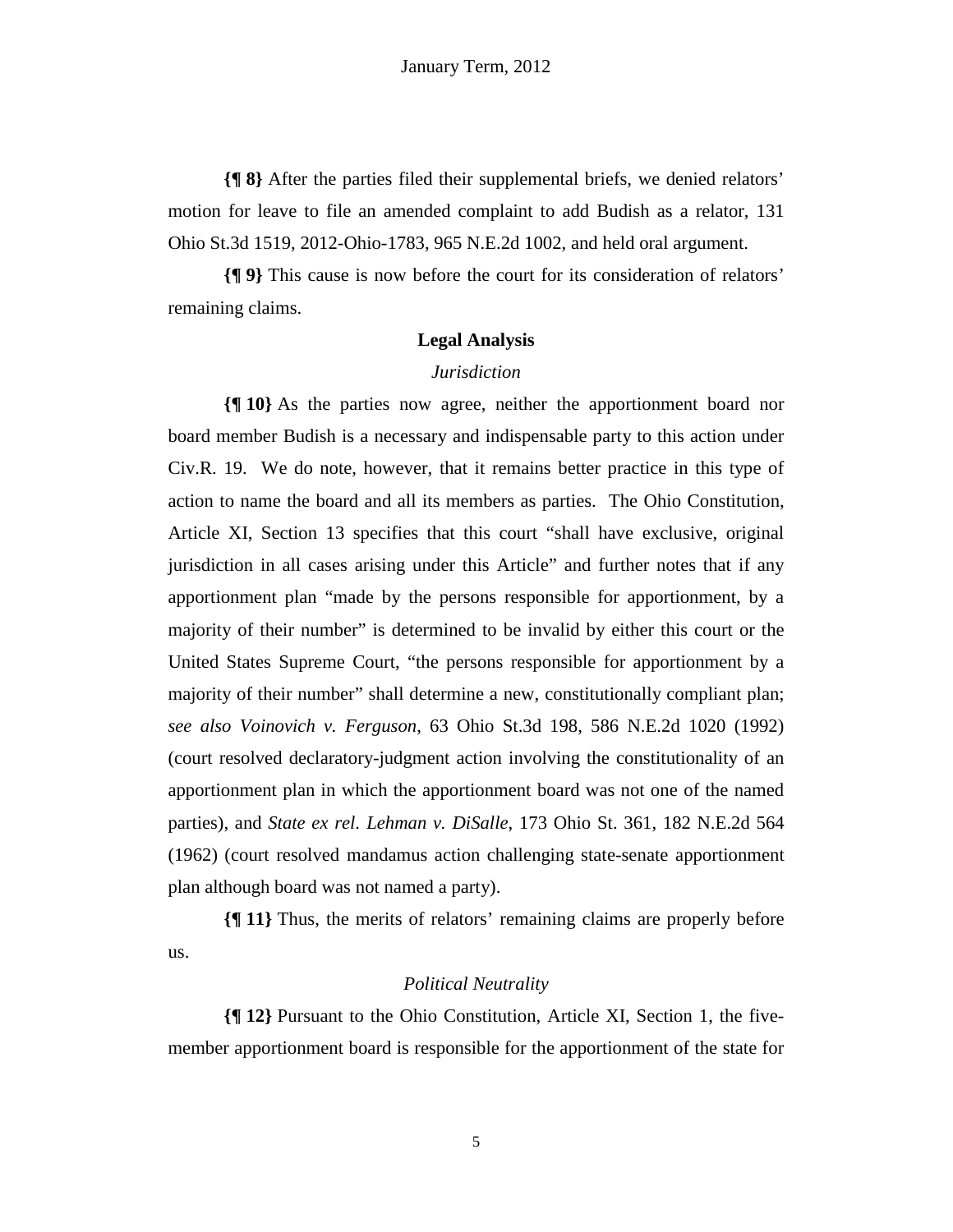**{¶ 8}** After the parties filed their supplemental briefs, we denied relators' motion for leave to file an amended complaint to add Budish as a relator, 131 Ohio St.3d 1519, 2012-Ohio-1783, 965 N.E.2d 1002, and held oral argument.

**{¶ 9}** This cause is now before the court for its consideration of relators' remaining claims.

## Legal Analysis

### *Jurisdiction*

**{¶ 10}** As the parties now agree, neither the apportionment board nor board member Budish is a necessary and indispensable party to this action under Civ.R. 19. We do note, however, that it remains better practice in this type of action to name the board and all its members as parties. The Ohio Constitution, Article XI, Section 13 specifies that this court "shall have exclusive, original jurisdiction in all cases arising under this Article" and further notes that if any apportionment plan "made by the persons responsible for apportionment, by a majority of their number" is determined to be invalid by either this court or the United States Supreme Court, "the persons responsible for apportionment by a majority of their number" shall determine a new, constitutionally compliant plan; *see also Voinovich v. Ferguson*, 63 Ohio St.3d 198, 586 N.E.2d 1020 (1992) (court resolved declaratory-judgment action involving the constitutionality of an apportionment plan in which the apportionment board was not one of the named parties), and *State ex rel. Lehman v. DiSalle*, 173 Ohio St. 361, 182 N.E.2d 564 (1962) (court resolved mandamus action challenging state-senate apportionment plan although board was not named a party).

**{¶ 11}** Thus, the merits of relators' remaining claims are properly before us.

### *Political Neutrality*

**{¶ 12}** Pursuant to the Ohio Constitution, Article XI, Section 1, the five-member apportionment board is responsible for the apportionment of the state for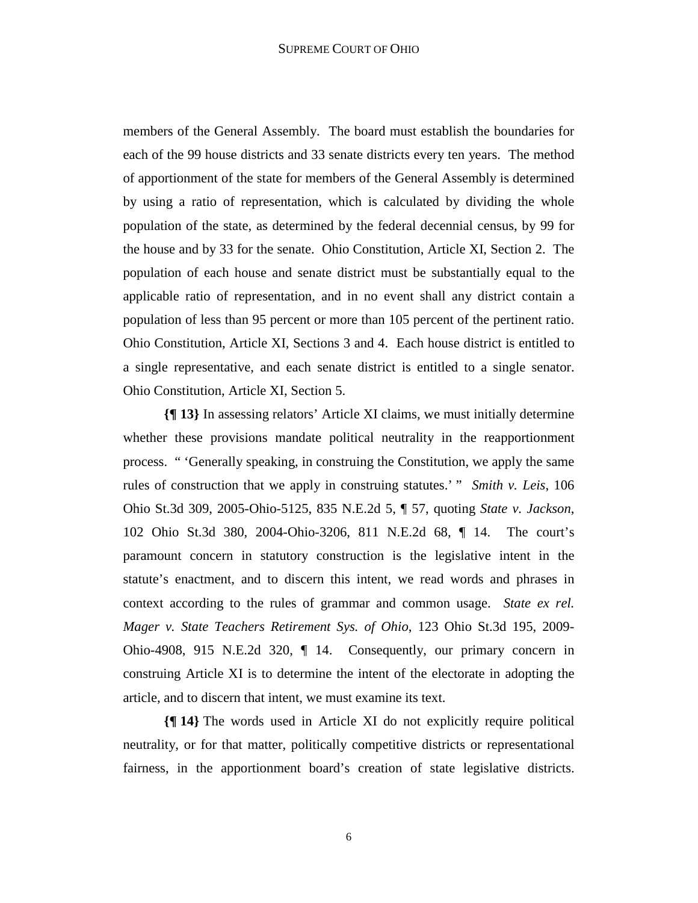members of the General Assembly. The board must establish the boundaries for each of the 99 house districts and 33 senate districts every ten years. The method of apportionment of the state for members of the General Assembly is determined by using a ratio of representation, which is calculated by dividing the whole population of the state, as determined by the federal decennial census, by 99 for the house and by 33 for the senate. Ohio Constitution, Article XI, Section 2. The population of each house and senate district must be substantially equal to the applicable ratio of representation, and in no event shall any district contain a population of less than 95 percent or more than 105 percent of the pertinent ratio. Ohio Constitution, Article XI, Sections 3 and 4. Each house district is entitled to a single representative, and each senate district is entitled to a single senator. Ohio Constitution, Article XI, Section 5.

**{¶ 13}** In assessing relators' Article XI claims, we must initially determine whether these provisions mandate political neutrality in the reapportionment process. " 'Generally speaking, in construing the Constitution, we apply the same rules of construction that we apply in construing statutes.' " *Smith v. Leis*, 106 Ohio St.3d 309, 2005-Ohio-5125, 835 N.E.2d 5, ¶ 57, quoting *State v. Jackson*, 102 Ohio St.3d 380, 2004-Ohio-3206, 811 N.E.2d 68, ¶ 14. The court's paramount concern in statutory construction is the legislative intent in the statute's enactment, and to discern this intent, we read words and phrases in context according to the rules of grammar and common usage. *State ex rel. Mager v. State Teachers Retirement Sys. of Ohio*, 123 Ohio St.3d 195, 2009-Ohio-4908, 915 N.E.2d 320, ¶ 14. Consequently, our primary concern in construing Article XI is to determine the intent of the electorate in adopting the article, and to discern that intent, we must examine its text.

**{¶ 14}** The words used in Article XI do not explicitly require political neutrality, or for that matter, politically competitive districts or representational fairness, in the apportionment board's creation of state legislative districts.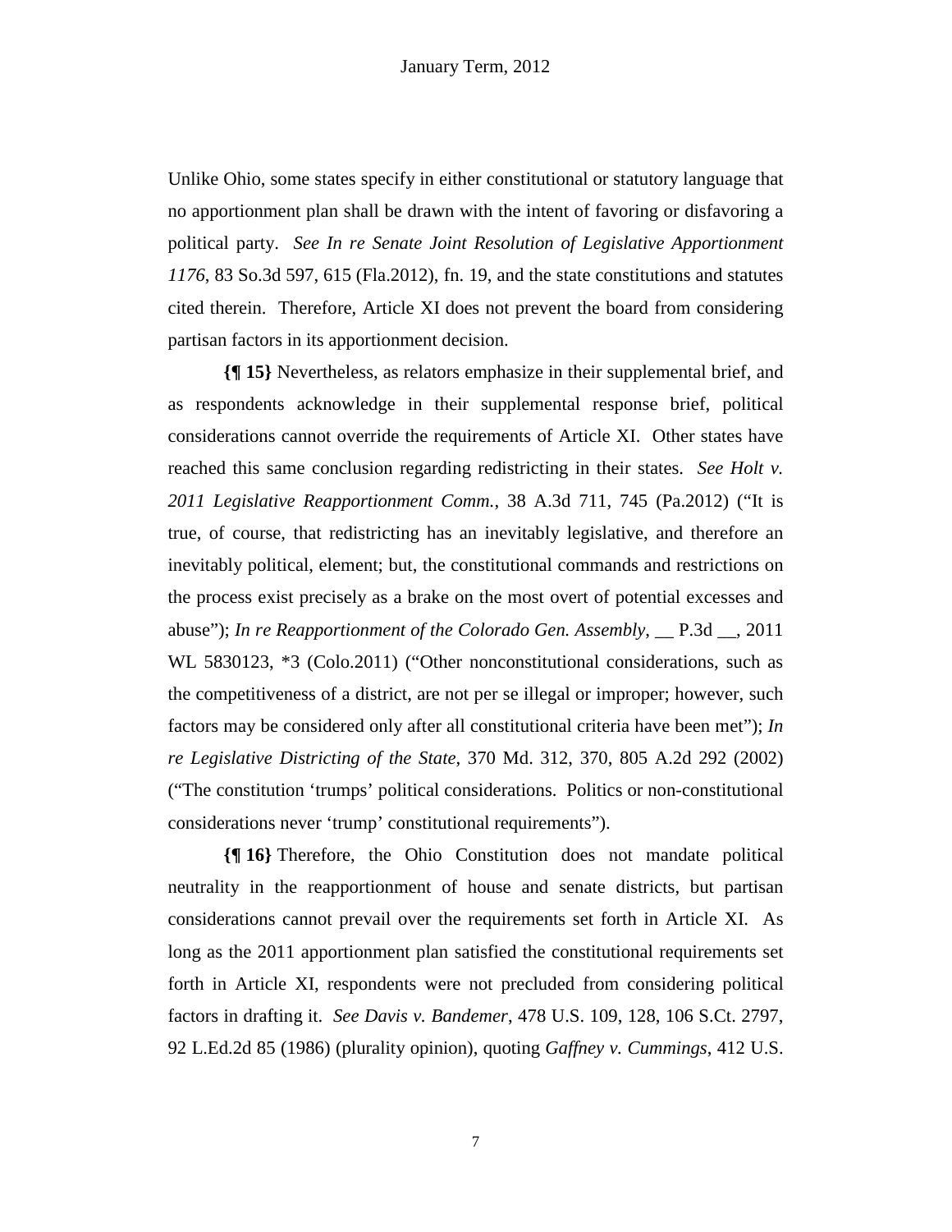Unlike Ohio, some states specify in either constitutional or statutory language that no apportionment plan shall be drawn with the intent of favoring or disfavoring a political party. *See In re Senate Joint Resolution of Legislative Apportionment 1176*, 83 So.3d 597, 615 (Fla.2012), fn. 19, and the state constitutions and statutes cited therein. Therefore, Article XI does not prevent the board from considering partisan factors in its apportionment decision.

**{¶ 15}** Nevertheless, as relators emphasize in their supplemental brief, and as respondents acknowledge in their supplemental response brief, political considerations cannot override the requirements of Article XI. Other states have reached this same conclusion regarding redistricting in their states. *See Holt v. 2011 Legislative Reapportionment Comm.*, 38 A.3d 711, 745 (Pa.2012) ("It is true, of course, that redistricting has an inevitably legislative, and therefore an inevitably political, element; but, the constitutional commands and restrictions on the process exist precisely as a brake on the most overt of potential excesses and abuse"); *In re Reapportionment of the Colorado Gen. Assembly*, __ P.3d __, 2011 WL 5830123, *3 (Colo.2011) ("Other nonconstitutional considerations, such as the competitiveness of a district, are not per se illegal or improper; however, such factors may be considered only after all constitutional criteria have been met"); *In re Legislative Districting of the State*, 370 Md. 312, 370, 805 A.2d 292 (2002) ("The constitution 'trumps' political considerations. Politics or non-constitutional considerations never 'trump' constitutional requirements").

**{¶ 16}** Therefore, the Ohio Constitution does not mandate political neutrality in the reapportionment of house and senate districts, but partisan considerations cannot prevail over the requirements set forth in Article XI. As long as the 2011 apportionment plan satisfied the constitutional requirements set forth in Article XI, respondents were not precluded from considering political factors in drafting it. *See Davis v. Bandemer*, 478 U.S. 109, 128, 106 S.Ct. 2797, 92 L.Ed.2d 85 (1986) (plurality opinion), quoting *Gaffney v. Cummings*, 412 U.S.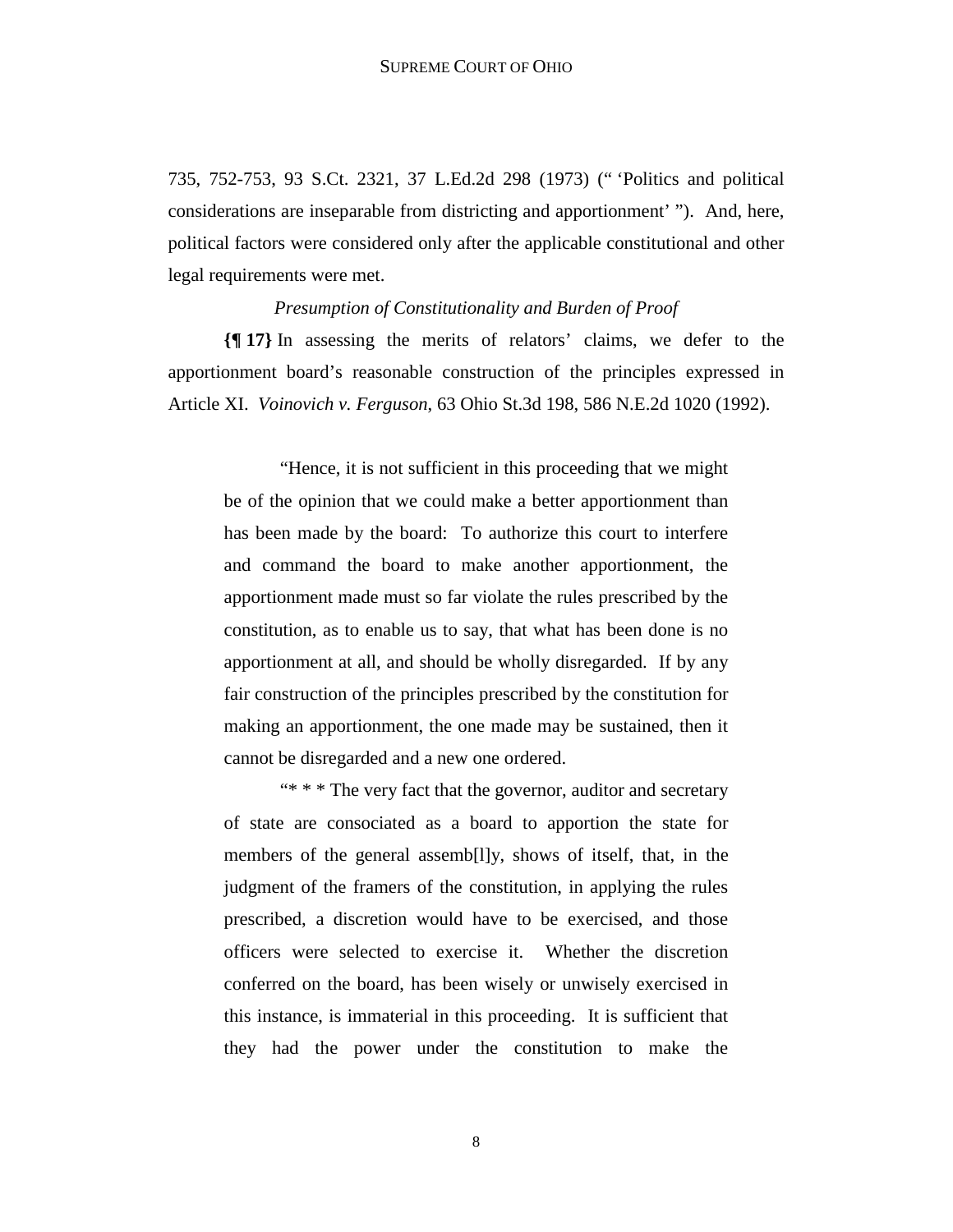735, 752-753, 93 S.Ct. 2321, 37 L.Ed.2d 298 (1973) (" 'Politics and political considerations are inseparable from districting and apportionment' "). And, here, political factors were considered only after the applicable constitutional and other legal requirements were met.

*Presumption of Constitutionality and Burden of Proof*

**{¶ 17}** In assessing the merits of relators' claims, we defer to the apportionment board's reasonable construction of the principles expressed in Article XI. *Voinovich v. Ferguson*, 63 Ohio St.3d 198, 586 N.E.2d 1020 (1992).

> "Hence, it is not sufficient in this proceeding that we might be of the opinion that we could make a better apportionment than has been made by the board: To authorize this court to interfere and command the board to make another apportionment, the apportionment made must so far violate the rules prescribed by the constitution, as to enable us to say, that what has been done is no apportionment at all, and should be wholly disregarded. If by any fair construction of the principles prescribed by the constitution for making an apportionment, the one made may be sustained, then it cannot be disregarded and a new one ordered.
>
> "* * * The very fact that the governor, auditor and secretary of state are consociated as a board to apportion the state for members of the general assemb[l]y, shows of itself, that, in the judgment of the framers of the constitution, in applying the rules prescribed, a discretion would have to be exercised, and those officers were selected to exercise it. Whether the discretion conferred on the board, has been wisely or unwisely exercised in this instance, is immaterial in this proceeding. It is sufficient that they had the power under the constitution to make the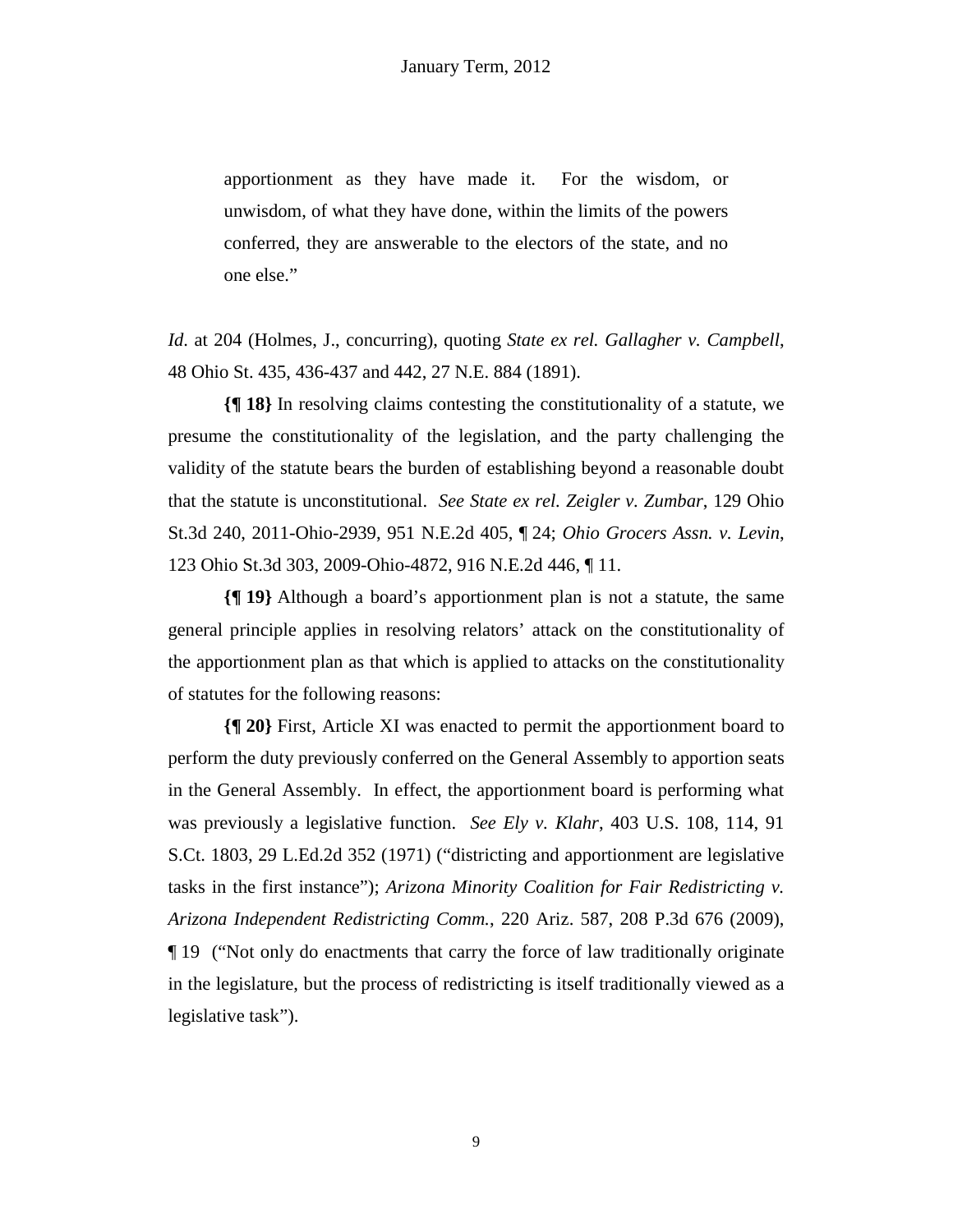> apportionment as they have made it. For the wisdom, or unwisdom, of what they have done, within the limits of the powers conferred, they are answerable to the electors of the state, and no one else."

*Id.* at 204 (Holmes, J., concurring), quoting *State ex rel. Gallagher v. Campbell*, 48 Ohio St. 435, 436-437 and 442, 27 N.E. 884 (1891).

**{¶ 18}** In resolving claims contesting the constitutionality of a statute, we presume the constitutionality of the legislation, and the party challenging the validity of the statute bears the burden of establishing beyond a reasonable doubt that the statute is unconstitutional. *See State ex rel. Zeigler v. Zumbar*, 129 Ohio St.3d 240, 2011-Ohio-2939, 951 N.E.2d 405, ¶ 24; *Ohio Grocers Assn. v. Levin*, 123 Ohio St.3d 303, 2009-Ohio-4872, 916 N.E.2d 446, ¶ 11.

**{¶ 19}** Although a board's apportionment plan is not a statute, the same general principle applies in resolving relators' attack on the constitutionality of the apportionment plan as that which is applied to attacks on the constitutionality of statutes for the following reasons:

**{¶ 20}** First, Article XI was enacted to permit the apportionment board to perform the duty previously conferred on the General Assembly to apportion seats in the General Assembly. In effect, the apportionment board is performing what was previously a legislative function. *See Ely v. Klahr*, 403 U.S. 108, 114, 91 S.Ct. 1803, 29 L.Ed.2d 352 (1971) ("districting and apportionment are legislative tasks in the first instance"); *Arizona Minority Coalition for Fair Redistricting v. Arizona Independent Redistricting Comm.*, 220 Ariz. 587, 208 P.3d 676 (2009), ¶ 19 ("Not only do enactments that carry the force of law traditionally originate in the legislature, but the process of redistricting is itself traditionally viewed as a legislative task").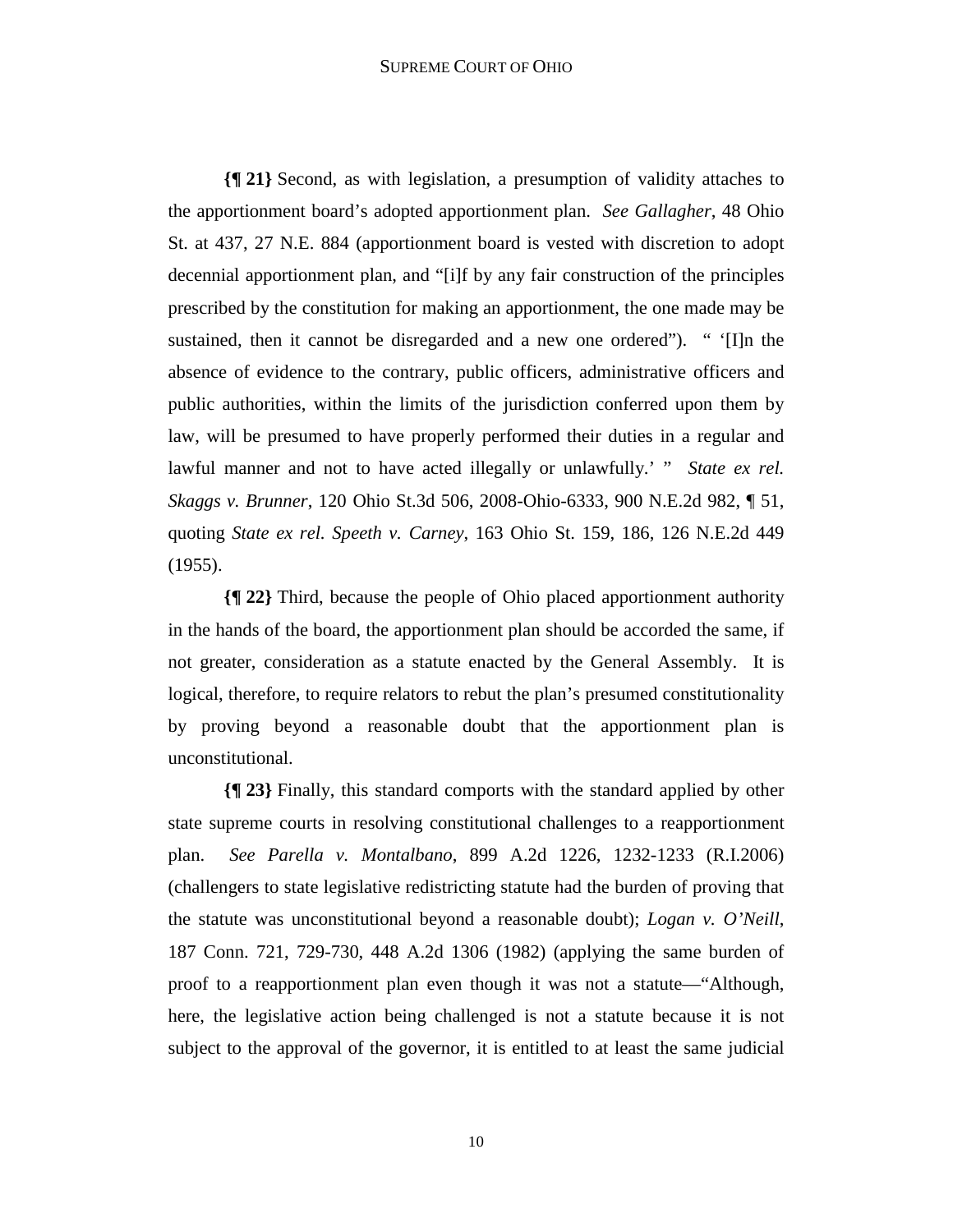**{¶ 21}** Second, as with legislation, a presumption of validity attaches to the apportionment board's adopted apportionment plan. *See Gallagher*, 48 Ohio St. at 437, 27 N.E. 884 (apportionment board is vested with discretion to adopt decennial apportionment plan, and "[i]f by any fair construction of the principles prescribed by the constitution for making an apportionment, the one made may be sustained, then it cannot be disregarded and a new one ordered"). " '[I]n the absence of evidence to the contrary, public officers, administrative officers and public authorities, within the limits of the jurisdiction conferred upon them by law, will be presumed to have properly performed their duties in a regular and lawful manner and not to have acted illegally or unlawfully.' " *State ex rel. Skaggs v. Brunner*, 120 Ohio St.3d 506, 2008-Ohio-6333, 900 N.E.2d 982, ¶ 51, quoting *State ex rel. Speeth v. Carney*, 163 Ohio St. 159, 186, 126 N.E.2d 449 (1955).

**{¶ 22}** Third, because the people of Ohio placed apportionment authority in the hands of the board, the apportionment plan should be accorded the same, if not greater, consideration as a statute enacted by the General Assembly. It is logical, therefore, to require relators to rebut the plan's presumed constitutionality by proving beyond a reasonable doubt that the apportionment plan is unconstitutional.

**{¶ 23}** Finally, this standard comports with the standard applied by other state supreme courts in resolving constitutional challenges to a reapportionment plan. *See Parella v. Montalbano*, 899 A.2d 1226, 1232-1233 (R.I.2006) (challengers to state legislative redistricting statute had the burden of proving that the statute was unconstitutional beyond a reasonable doubt); *Logan v. O'Neill*, 187 Conn. 721, 729-730, 448 A.2d 1306 (1982) (applying the same burden of proof to a reapportionment plan even though it was not a statute—"Although, here, the legislative action being challenged is not a statute because it is not subject to the approval of the governor, it is entitled to at least the same judicial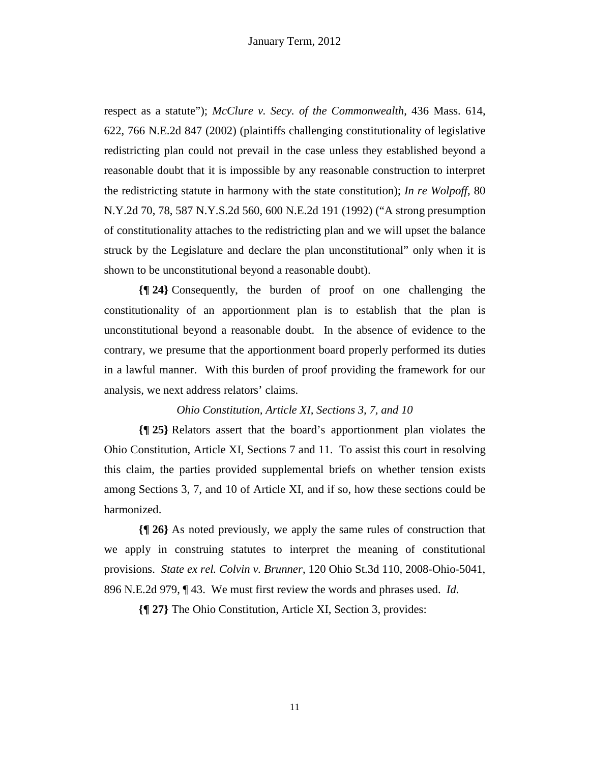respect as a statute"); *McClure v. Secy. of the Commonwealth*, 436 Mass. 614, 622, 766 N.E.2d 847 (2002) (plaintiffs challenging constitutionality of legislative redistricting plan could not prevail in the case unless they established beyond a reasonable doubt that it is impossible by any reasonable construction to interpret the redistricting statute in harmony with the state constitution); *In re Wolpoff*, 80 N.Y.2d 70, 78, 587 N.Y.S.2d 560, 600 N.E.2d 191 (1992) ("A strong presumption of constitutionality attaches to the redistricting plan and we will upset the balance struck by the Legislature and declare the plan unconstitutional" only when it is shown to be unconstitutional beyond a reasonable doubt).

**{¶ 24}** Consequently, the burden of proof on one challenging the constitutionality of an apportionment plan is to establish that the plan is unconstitutional beyond a reasonable doubt. In the absence of evidence to the contrary, we presume that the apportionment board properly performed its duties in a lawful manner. With this burden of proof providing the framework for our analysis, we next address relators' claims.

*Ohio Constitution, Article XI, Sections 3, 7, and 10*

**{¶ 25}** Relators assert that the board's apportionment plan violates the Ohio Constitution, Article XI, Sections 7 and 11. To assist this court in resolving this claim, the parties provided supplemental briefs on whether tension exists among Sections 3, 7, and 10 of Article XI, and if so, how these sections could be harmonized.

**{¶ 26}** As noted previously, we apply the same rules of construction that we apply in construing statutes to interpret the meaning of constitutional provisions. *State ex rel. Colvin v. Brunner*, 120 Ohio St.3d 110, 2008-Ohio-5041, 896 N.E.2d 979, ¶ 43. We must first review the words and phrases used. *Id.*

**{¶ 27}** The Ohio Constitution, Article XI, Section 3, provides: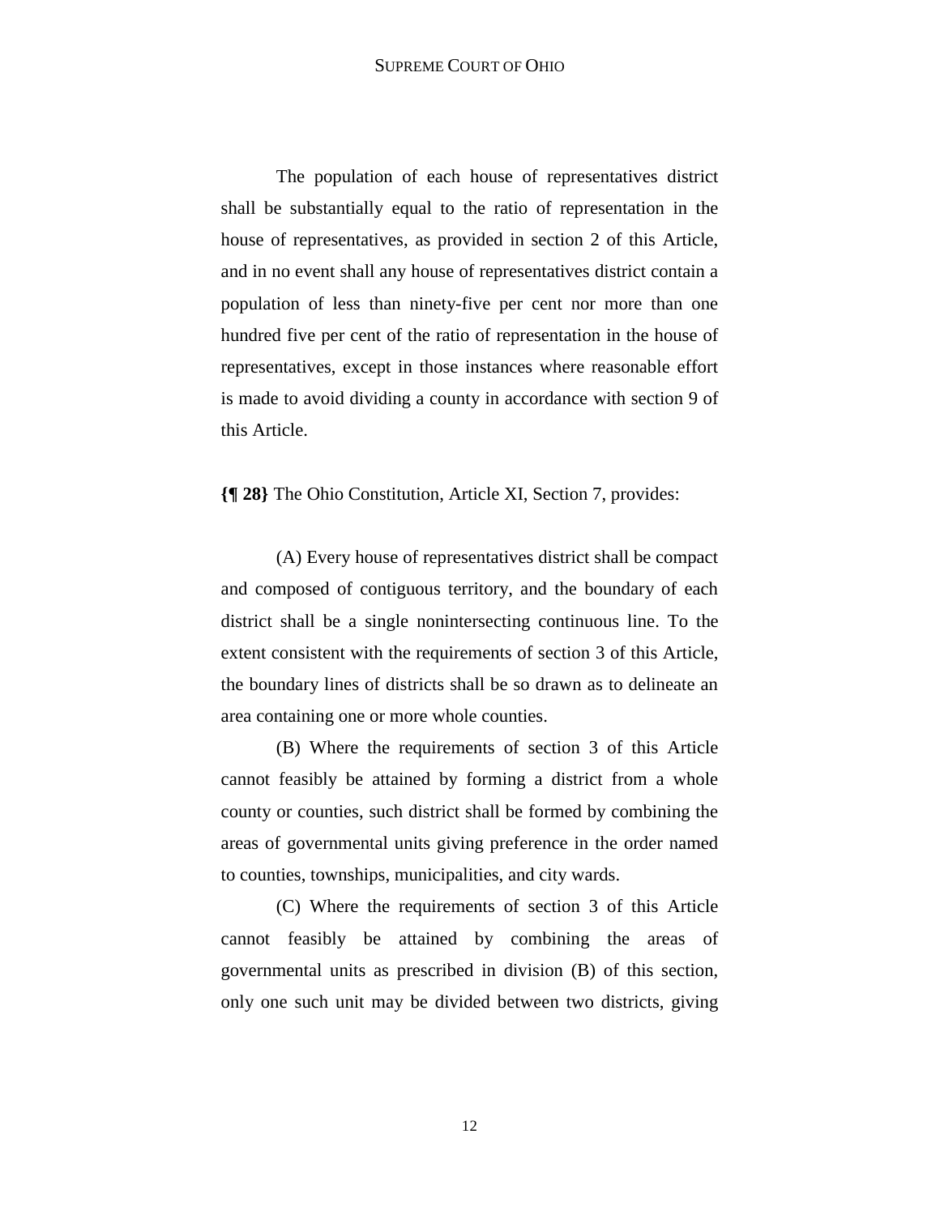> The population of each house of representatives district shall be substantially equal to the ratio of representation in the house of representatives, as provided in section 2 of this Article, and in no event shall any house of representatives district contain a population of less than ninety-five per cent nor more than one hundred five per cent of the ratio of representation in the house of representatives, except in those instances where reasonable effort is made to avoid dividing a county in accordance with section 9 of this Article.

**{¶ 28}** The Ohio Constitution, Article XI, Section 7, provides:

> (A) Every house of representatives district shall be compact and composed of contiguous territory, and the boundary of each district shall be a single nonintersecting continuous line. To the extent consistent with the requirements of section 3 of this Article, the boundary lines of districts shall be so drawn as to delineate an area containing one or more whole counties.
>
> (B) Where the requirements of section 3 of this Article cannot feasibly be attained by forming a district from a whole county or counties, such district shall be formed by combining the areas of governmental units giving preference in the order named to counties, townships, municipalities, and city wards.
>
> (C) Where the requirements of section 3 of this Article cannot feasibly be attained by combining the areas of governmental units as prescribed in division (B) of this section, only one such unit may be divided between two districts, giving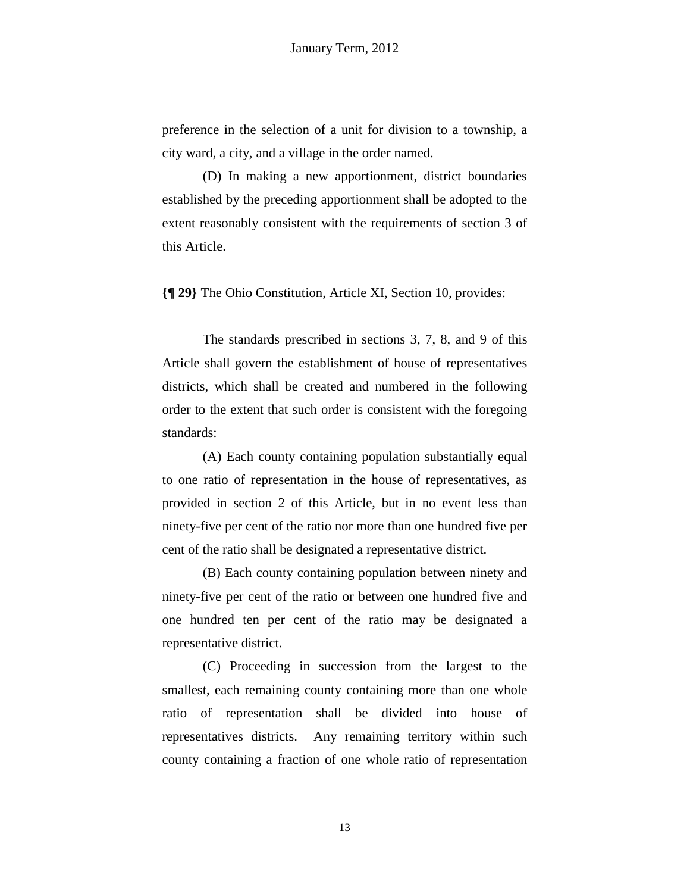preference in the selection of a unit for division to a township, a city ward, a city, and a village in the order named.

(D) In making a new apportionment, district boundaries established by the preceding apportionment shall be adopted to the extent reasonably consistent with the requirements of section 3 of this Article.

**{¶ 29}** The Ohio Constitution, Article XI, Section 10, provides:

The standards prescribed in sections 3, 7, 8, and 9 of this Article shall govern the establishment of house of representatives districts, which shall be created and numbered in the following order to the extent that such order is consistent with the foregoing standards:

(A) Each county containing population substantially equal to one ratio of representation in the house of representatives, as provided in section 2 of this Article, but in no event less than ninety-five per cent of the ratio nor more than one hundred five per cent of the ratio shall be designated a representative district.

(B) Each county containing population between ninety and ninety-five per cent of the ratio or between one hundred five and one hundred ten per cent of the ratio may be designated a representative district.

(C) Proceeding in succession from the largest to the smallest, each remaining county containing more than one whole ratio of representation shall be divided into house of representatives districts. Any remaining territory within such county containing a fraction of one whole ratio of representation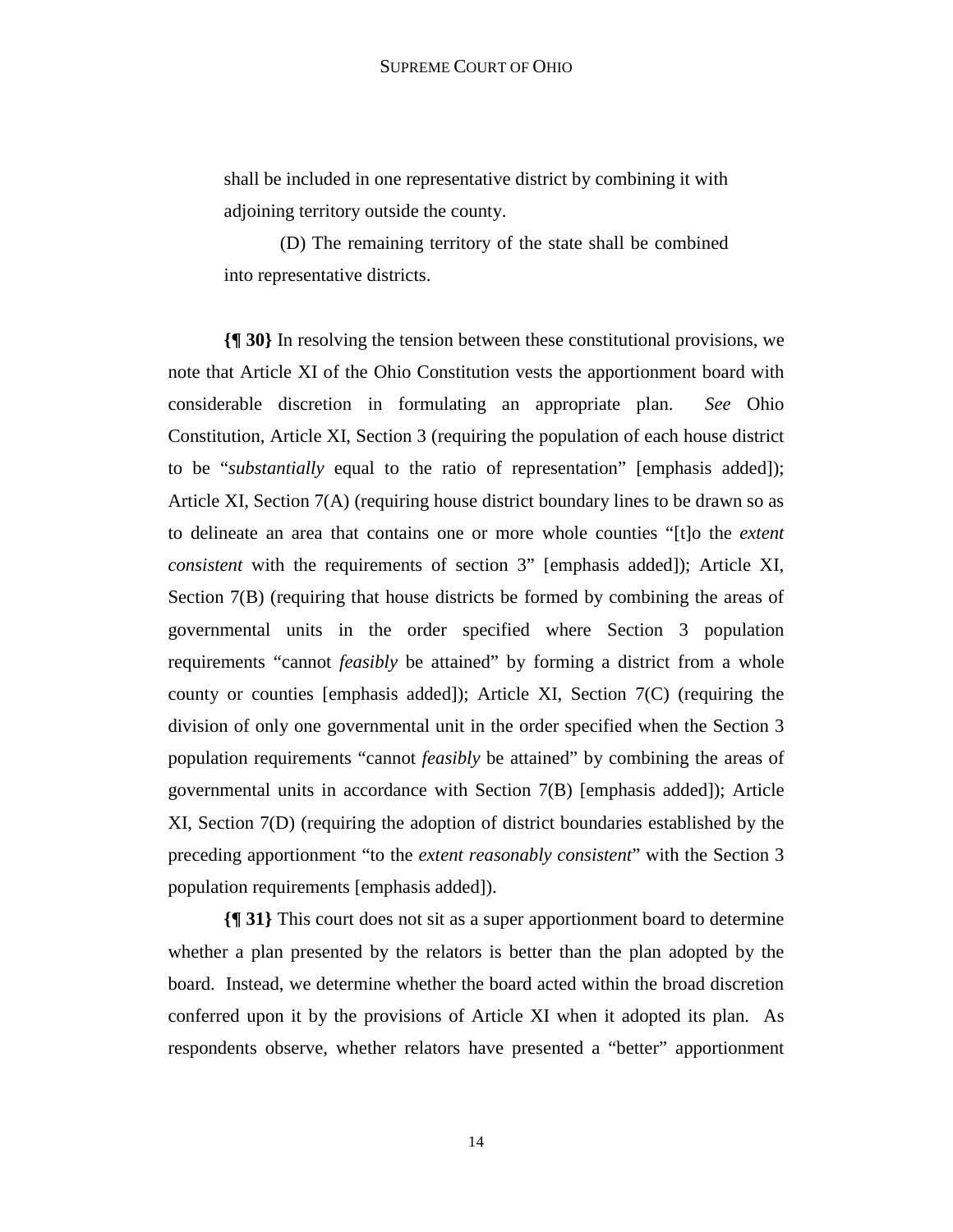> shall be included in one representative district by combining it with adjoining territory outside the county.
>
> (D) The remaining territory of the state shall be combined into representative districts.

**{¶ 30}** In resolving the tension between these constitutional provisions, we note that Article XI of the Ohio Constitution vests the apportionment board with considerable discretion in formulating an appropriate plan. *See* Ohio Constitution, Article XI, Section 3 (requiring the population of each house district to be "*substantially* equal to the ratio of representation" [emphasis added]); Article XI, Section 7(A) (requiring house district boundary lines to be drawn so as to delineate an area that contains one or more whole counties "[t]o the *extent consistent* with the requirements of section 3" [emphasis added]); Article XI, Section 7(B) (requiring that house districts be formed by combining the areas of governmental units in the order specified where Section 3 population requirements "cannot *feasibly* be attained" by forming a district from a whole county or counties [emphasis added]); Article XI, Section 7(C) (requiring the division of only one governmental unit in the order specified when the Section 3 population requirements "cannot *feasibly* be attained" by combining the areas of governmental units in accordance with Section 7(B) [emphasis added]); Article XI, Section 7(D) (requiring the adoption of district boundaries established by the preceding apportionment "to the *extent reasonably consistent*" with the Section 3 population requirements [emphasis added]).

**{¶ 31}** This court does not sit as a super apportionment board to determine whether a plan presented by the relators is better than the plan adopted by the board. Instead, we determine whether the board acted within the broad discretion conferred upon it by the provisions of Article XI when it adopted its plan. As respondents observe, whether relators have presented a "better" apportionment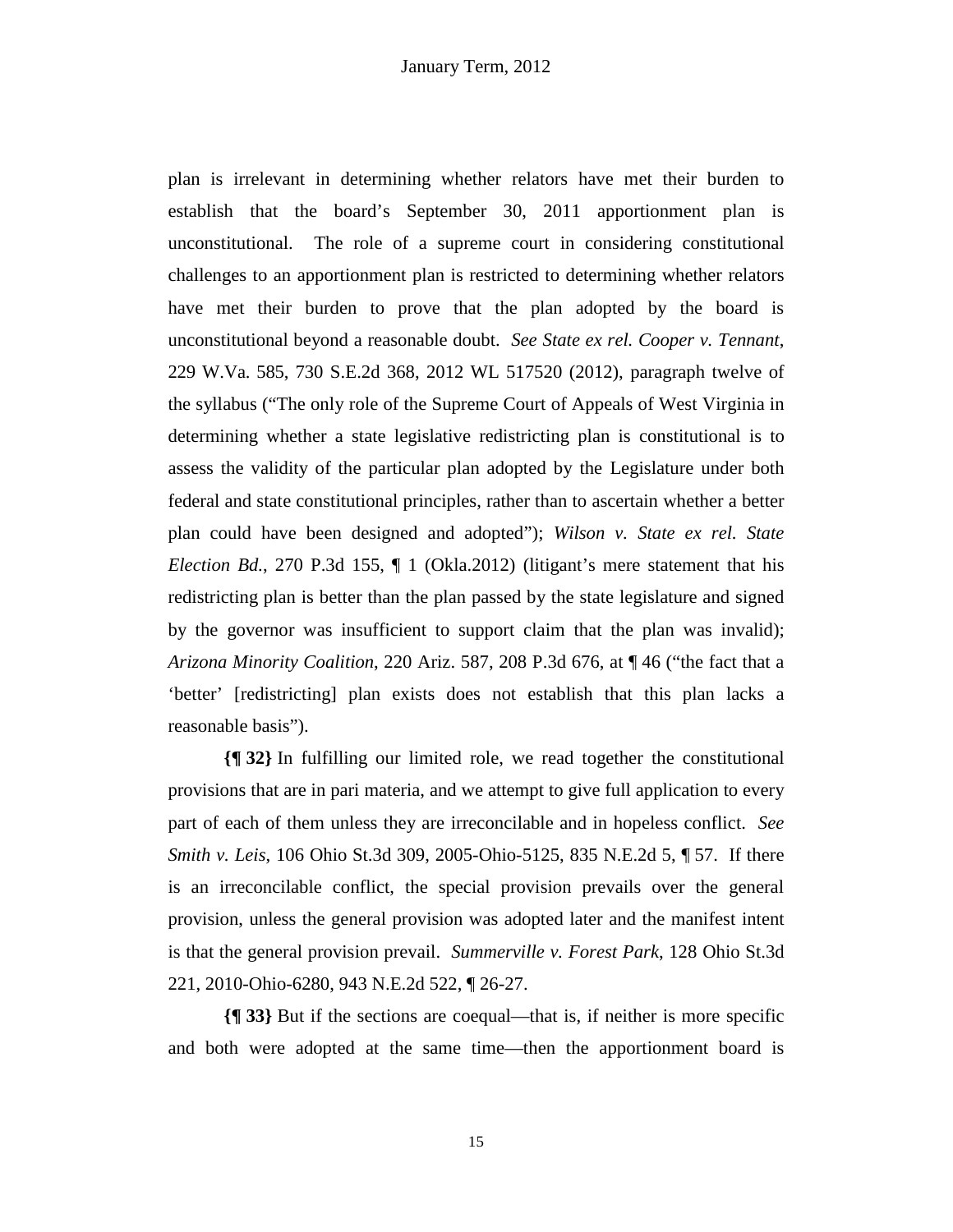plan is irrelevant in determining whether relators have met their burden to establish that the board's September 30, 2011 apportionment plan is unconstitutional. The role of a supreme court in considering constitutional challenges to an apportionment plan is restricted to determining whether relators have met their burden to prove that the plan adopted by the board is unconstitutional beyond a reasonable doubt. *See State ex rel. Cooper v. Tennant*, 229 W.Va. 585, 730 S.E.2d 368, 2012 WL 517520 (2012), paragraph twelve of the syllabus ("The only role of the Supreme Court of Appeals of West Virginia in determining whether a state legislative redistricting plan is constitutional is to assess the validity of the particular plan adopted by the Legislature under both federal and state constitutional principles, rather than to ascertain whether a better plan could have been designed and adopted"); *Wilson v. State ex rel. State Election Bd.*, 270 P.3d 155, ¶ 1 (Okla.2012) (litigant's mere statement that his redistricting plan is better than the plan passed by the state legislature and signed by the governor was insufficient to support claim that the plan was invalid); *Arizona Minority Coalition*, 220 Ariz. 587, 208 P.3d 676, at ¶ 46 ("the fact that a 'better' [redistricting] plan exists does not establish that this plan lacks a reasonable basis").

**{¶ 32}** In fulfilling our limited role, we read together the constitutional provisions that are in pari materia, and we attempt to give full application to every part of each of them unless they are irreconcilable and in hopeless conflict. *See Smith v. Leis*, 106 Ohio St.3d 309, 2005-Ohio-5125, 835 N.E.2d 5, ¶ 57. If there is an irreconcilable conflict, the special provision prevails over the general provision, unless the general provision was adopted later and the manifest intent is that the general provision prevail. *Summerville v. Forest Park*, 128 Ohio St.3d 221, 2010-Ohio-6280, 943 N.E.2d 522, ¶ 26-27.

**{¶ 33}** But if the sections are coequal—that is, if neither is more specific and both were adopted at the same time—then the apportionment board is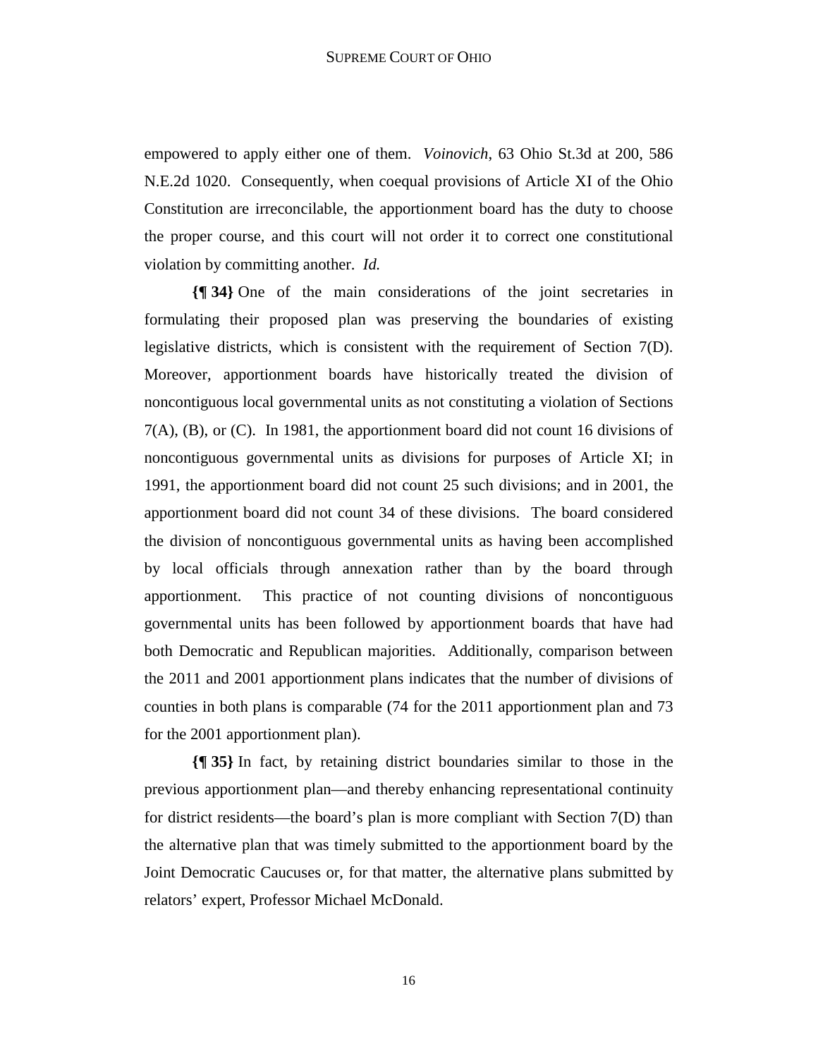empowered to apply either one of them. *Voinovich*, 63 Ohio St.3d at 200, 586 N.E.2d 1020. Consequently, when coequal provisions of Article XI of the Ohio Constitution are irreconcilable, the apportionment board has the duty to choose the proper course, and this court will not order it to correct one constitutional violation by committing another. *Id.*

**{¶ 34}** One of the main considerations of the joint secretaries in formulating their proposed plan was preserving the boundaries of existing legislative districts, which is consistent with the requirement of Section 7(D). Moreover, apportionment boards have historically treated the division of noncontiguous local governmental units as not constituting a violation of Sections 7(A), (B), or (C). In 1981, the apportionment board did not count 16 divisions of noncontiguous governmental units as divisions for purposes of Article XI; in 1991, the apportionment board did not count 25 such divisions; and in 2001, the apportionment board did not count 34 of these divisions. The board considered the division of noncontiguous governmental units as having been accomplished by local officials through annexation rather than by the board through apportionment. This practice of not counting divisions of noncontiguous governmental units has been followed by apportionment boards that have had both Democratic and Republican majorities. Additionally, comparison between the 2011 and 2001 apportionment plans indicates that the number of divisions of counties in both plans is comparable (74 for the 2011 apportionment plan and 73 for the 2001 apportionment plan).

**{¶ 35}** In fact, by retaining district boundaries similar to those in the previous apportionment plan—and thereby enhancing representational continuity for district residents—the board's plan is more compliant with Section 7(D) than the alternative plan that was timely submitted to the apportionment board by the Joint Democratic Caucuses or, for that matter, the alternative plans submitted by relators' expert, Professor Michael McDonald.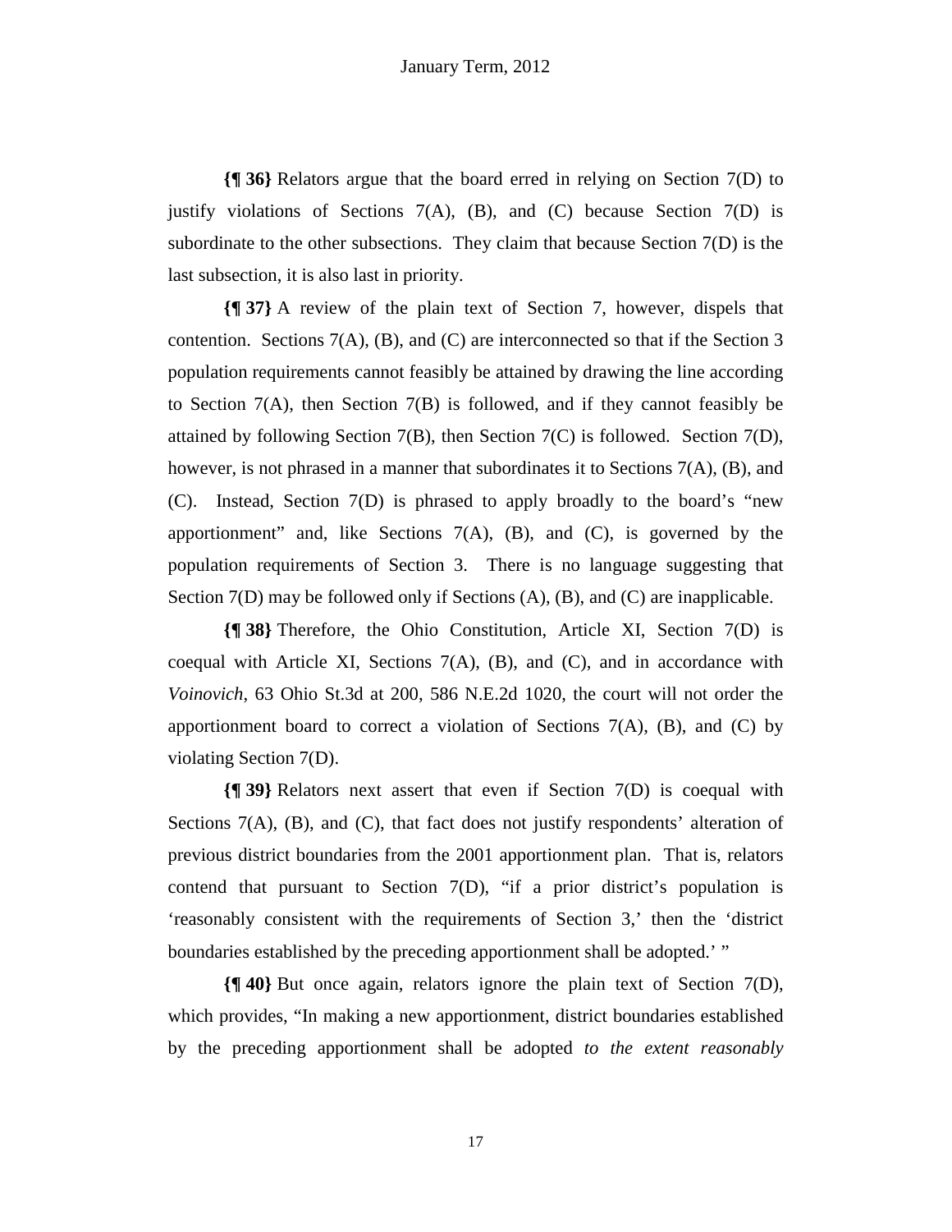**{¶ 36}** Relators argue that the board erred in relying on Section 7(D) to justify violations of Sections 7(A), (B), and (C) because Section 7(D) is subordinate to the other subsections. They claim that because Section 7(D) is the last subsection, it is also last in priority.

**{¶ 37}** A review of the plain text of Section 7, however, dispels that contention. Sections 7(A), (B), and (C) are interconnected so that if the Section 3 population requirements cannot feasibly be attained by drawing the line according to Section 7(A), then Section 7(B) is followed, and if they cannot feasibly be attained by following Section 7(B), then Section 7(C) is followed. Section 7(D), however, is not phrased in a manner that subordinates it to Sections 7(A), (B), and (C). Instead, Section 7(D) is phrased to apply broadly to the board's "new apportionment" and, like Sections 7(A), (B), and (C), is governed by the population requirements of Section 3. There is no language suggesting that Section 7(D) may be followed only if Sections (A), (B), and (C) are inapplicable.

**{¶ 38}** Therefore, the Ohio Constitution, Article XI, Section 7(D) is coequal with Article XI, Sections 7(A), (B), and (C), and in accordance with *Voinovich*, 63 Ohio St.3d at 200, 586 N.E.2d 1020, the court will not order the apportionment board to correct a violation of Sections 7(A), (B), and (C) by violating Section 7(D).

**{¶ 39}** Relators next assert that even if Section 7(D) is coequal with Sections 7(A), (B), and (C), that fact does not justify respondents' alteration of previous district boundaries from the 2001 apportionment plan. That is, relators contend that pursuant to Section 7(D), "if a prior district's population is 'reasonably consistent with the requirements of Section 3,' then the 'district boundaries established by the preceding apportionment shall be adopted.' "

**{¶ 40}** But once again, relators ignore the plain text of Section 7(D), which provides, "In making a new apportionment, district boundaries established by the preceding apportionment shall be adopted *to the extent reasonably*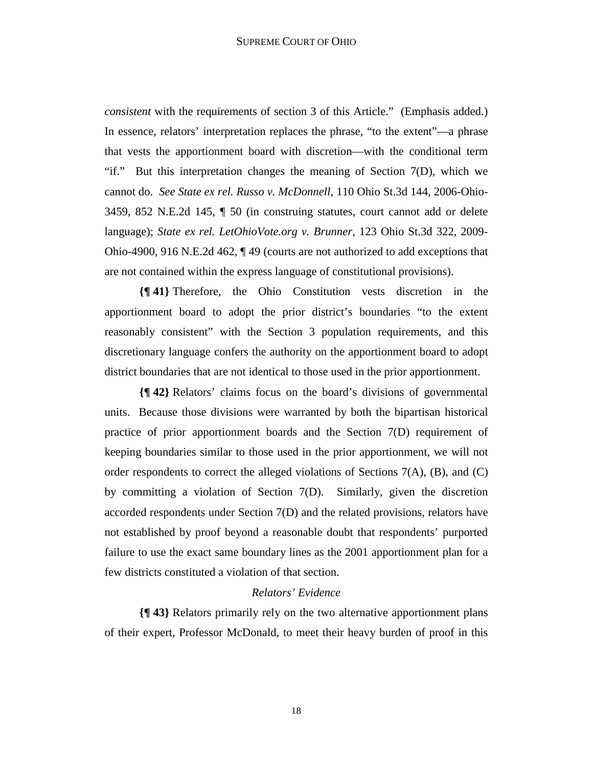*consistent* with the requirements of section 3 of this Article." (Emphasis added.) In essence, relators' interpretation replaces the phrase, "to the extent"—a phrase that vests the apportionment board with discretion—with the conditional term "if." But this interpretation changes the meaning of Section 7(D), which we cannot do. *See State ex rel. Russo v. McDonnell*, 110 Ohio St.3d 144, 2006-Ohio-3459, 852 N.E.2d 145, ¶ 50 (in construing statutes, court cannot add or delete language); *State ex rel. LetOhioVote.org v. Brunner*, 123 Ohio St.3d 322, 2009-Ohio-4900, 916 N.E.2d 462, ¶ 49 (courts are not authorized to add exceptions that are not contained within the express language of constitutional provisions).

**{¶ 41}** Therefore, the Ohio Constitution vests discretion in the apportionment board to adopt the prior district's boundaries "to the extent reasonably consistent" with the Section 3 population requirements, and this discretionary language confers the authority on the apportionment board to adopt district boundaries that are not identical to those used in the prior apportionment.

**{¶ 42}** Relators' claims focus on the board's divisions of governmental units. Because those divisions were warranted by both the bipartisan historical practice of prior apportionment boards and the Section 7(D) requirement of keeping boundaries similar to those used in the prior apportionment, we will not order respondents to correct the alleged violations of Sections 7(A), (B), and (C) by committing a violation of Section 7(D). Similarly, given the discretion accorded respondents under Section 7(D) and the related provisions, relators have not established by proof beyond a reasonable doubt that respondents' purported failure to use the exact same boundary lines as the 2001 apportionment plan for a few districts constituted a violation of that section.

*Relators' Evidence*

**{¶ 43}** Relators primarily rely on the two alternative apportionment plans of their expert, Professor McDonald, to meet their heavy burden of proof in this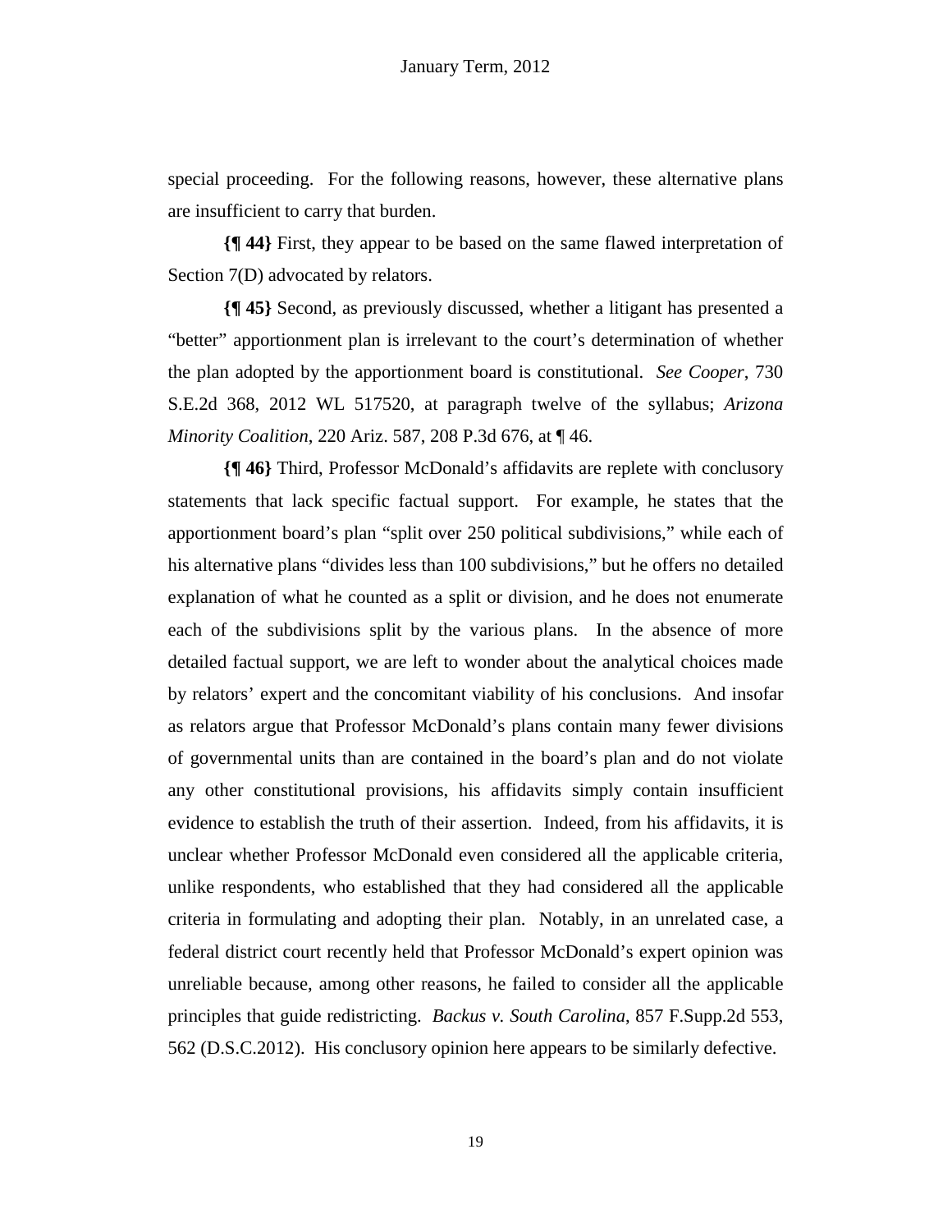special proceeding. For the following reasons, however, these alternative plans are insufficient to carry that burden.

**{¶ 44}** First, they appear to be based on the same flawed interpretation of Section 7(D) advocated by relators.

**{¶ 45}** Second, as previously discussed, whether a litigant has presented a "better" apportionment plan is irrelevant to the court's determination of whether the plan adopted by the apportionment board is constitutional. *See Cooper*, 730 S.E.2d 368, 2012 WL 517520, at paragraph twelve of the syllabus; *Arizona Minority Coalition*, 220 Ariz. 587, 208 P.3d 676, at ¶ 46.

**{¶ 46}** Third, Professor McDonald's affidavits are replete with conclusory statements that lack specific factual support. For example, he states that the apportionment board's plan "split over 250 political subdivisions," while each of his alternative plans "divides less than 100 subdivisions," but he offers no detailed explanation of what he counted as a split or division, and he does not enumerate each of the subdivisions split by the various plans. In the absence of more detailed factual support, we are left to wonder about the analytical choices made by relators' expert and the concomitant viability of his conclusions. And insofar as relators argue that Professor McDonald's plans contain many fewer divisions of governmental units than are contained in the board's plan and do not violate any other constitutional provisions, his affidavits simply contain insufficient evidence to establish the truth of their assertion. Indeed, from his affidavits, it is unclear whether Professor McDonald even considered all the applicable criteria, unlike respondents, who established that they had considered all the applicable criteria in formulating and adopting their plan. Notably, in an unrelated case, a federal district court recently held that Professor McDonald's expert opinion was unreliable because, among other reasons, he failed to consider all the applicable principles that guide redistricting. *Backus v. South Carolina*, 857 F.Supp.2d 553, 562 (D.S.C.2012). His conclusory opinion here appears to be similarly defective.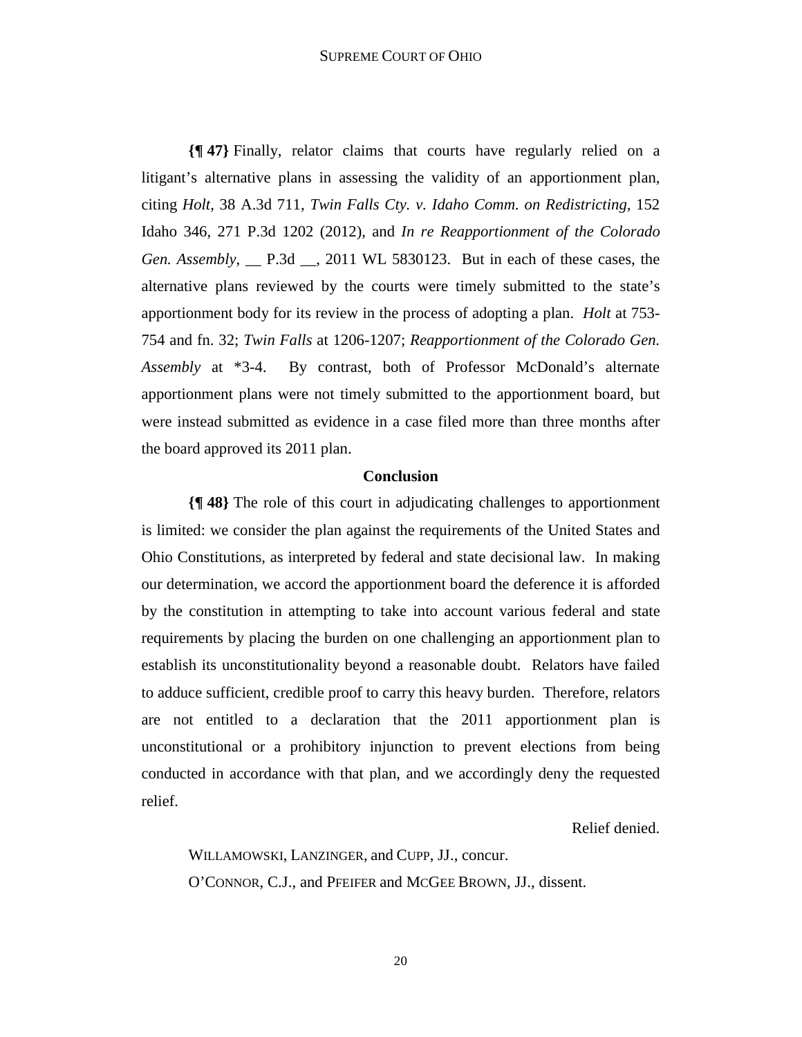**{¶ 47}** Finally, relator claims that courts have regularly relied on a litigant's alternative plans in assessing the validity of an apportionment plan, citing *Holt*, 38 A.3d 711, *Twin Falls Cty. v. Idaho Comm. on Redistricting*, 152 Idaho 346, 271 P.3d 1202 (2012), and *In re Reapportionment of the Colorado Gen. Assembly*, __ P.3d __, 2011 WL 5830123. But in each of these cases, the alternative plans reviewed by the courts were timely submitted to the state's apportionment body for its review in the process of adopting a plan. *Holt* at 753-754 and fn. 32; *Twin Falls* at 1206-1207; *Reapportionment of the Colorado Gen. Assembly* at *3-4. By contrast, both of Professor McDonald's alternate apportionment plans were not timely submitted to the apportionment board, but were instead submitted as evidence in a case filed more than three months after the board approved its 2011 plan.

**Conclusion**

**{¶ 48}** The role of this court in adjudicating challenges to apportionment is limited: we consider the plan against the requirements of the United States and Ohio Constitutions, as interpreted by federal and state decisional law. In making our determination, we accord the apportionment board the deference it is afforded by the constitution in attempting to take into account various federal and state requirements by placing the burden on one challenging an apportionment plan to establish its unconstitutionality beyond a reasonable doubt. Relators have failed to adduce sufficient, credible proof to carry this heavy burden. Therefore, relators are not entitled to a declaration that the 2011 apportionment plan is unconstitutional or a prohibitory injunction to prevent elections from being conducted in accordance with that plan, and we accordingly deny the requested relief.

Relief denied.

WILLAMOWSKI, LANZINGER, and CUPP, JJ., concur.

O'CONNOR, C.J., and PFEIFER and MCGEE BROWN, JJ., dissent.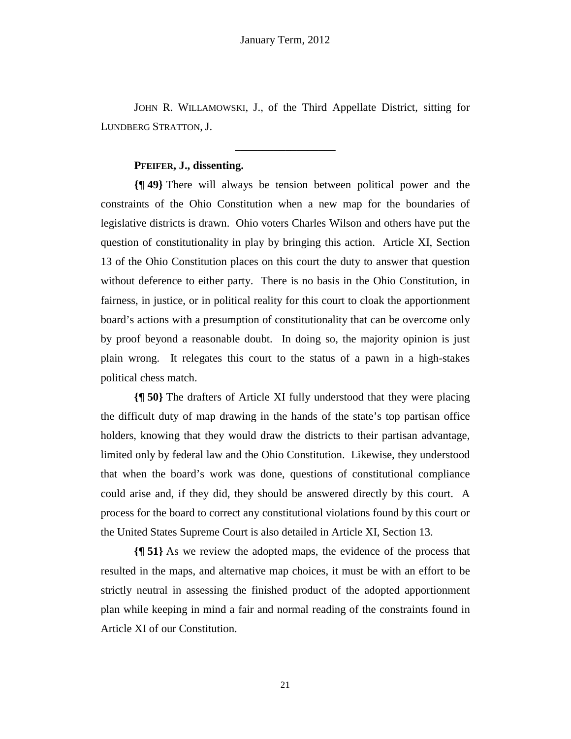JOHN R. WILLAMOWSKI, J., of the Third Appellate District, sitting for LUNDBERG STRATTON, J.

---

**PFEIFER, J., dissenting.**

**{¶ 49}** There will always be tension between political power and the constraints of the Ohio Constitution when a new map for the boundaries of legislative districts is drawn. Ohio voters Charles Wilson and others have put the question of constitutionality in play by bringing this action. Article XI, Section 13 of the Ohio Constitution places on this court the duty to answer that question without deference to either party. There is no basis in the Ohio Constitution, in fairness, in justice, or in political reality for this court to cloak the apportionment board's actions with a presumption of constitutionality that can be overcome only by proof beyond a reasonable doubt. In doing so, the majority opinion is just plain wrong. It relegates this court to the status of a pawn in a high-stakes political chess match.

**{¶ 50}** The drafters of Article XI fully understood that they were placing the difficult duty of map drawing in the hands of the state's top partisan office holders, knowing that they would draw the districts to their partisan advantage, limited only by federal law and the Ohio Constitution. Likewise, they understood that when the board's work was done, questions of constitutional compliance could arise and, if they did, they should be answered directly by this court. A process for the board to correct any constitutional violations found by this court or the United States Supreme Court is also detailed in Article XI, Section 13.

**{¶ 51}** As we review the adopted maps, the evidence of the process that resulted in the maps, and alternative map choices, it must be with an effort to be strictly neutral in assessing the finished product of the adopted apportionment plan while keeping in mind a fair and normal reading of the constraints found in Article XI of our Constitution.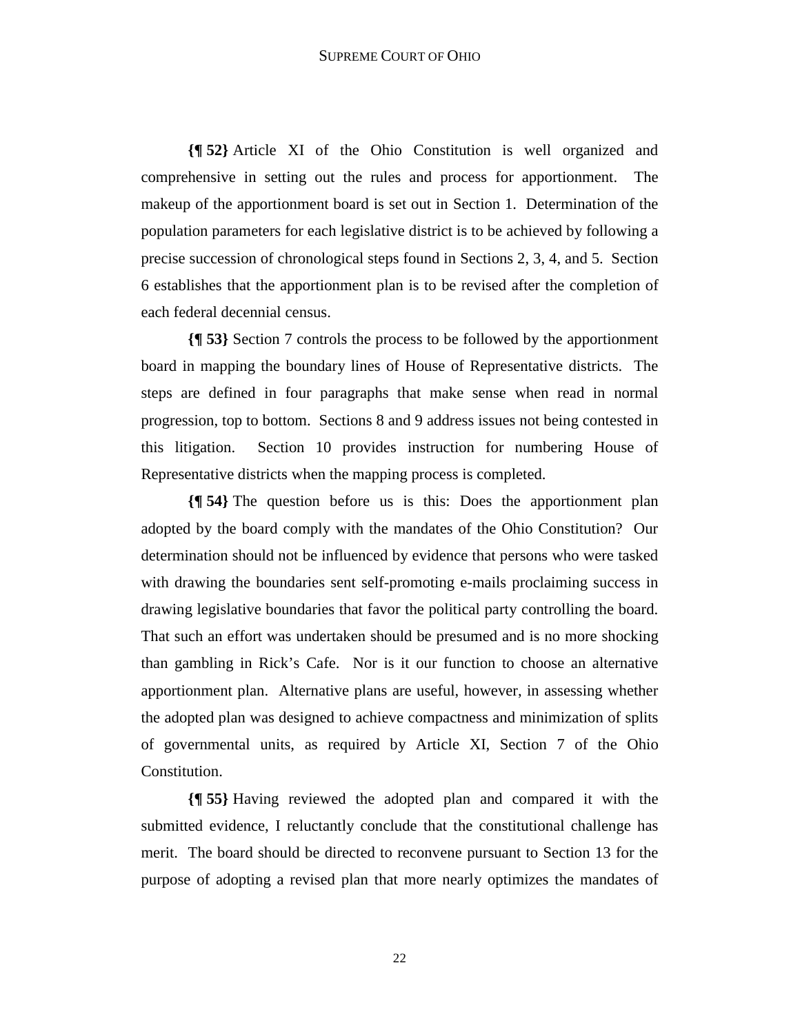**{¶ 52}** Article XI of the Ohio Constitution is well organized and comprehensive in setting out the rules and process for apportionment. The makeup of the apportionment board is set out in Section 1. Determination of the population parameters for each legislative district is to be achieved by following a precise succession of chronological steps found in Sections 2, 3, 4, and 5. Section 6 establishes that the apportionment plan is to be revised after the completion of each federal decennial census.

**{¶ 53}** Section 7 controls the process to be followed by the apportionment board in mapping the boundary lines of House of Representative districts. The steps are defined in four paragraphs that make sense when read in normal progression, top to bottom. Sections 8 and 9 address issues not being contested in this litigation. Section 10 provides instruction for numbering House of Representative districts when the mapping process is completed.

**{¶ 54}** The question before us is this: Does the apportionment plan adopted by the board comply with the mandates of the Ohio Constitution? Our determination should not be influenced by evidence that persons who were tasked with drawing the boundaries sent self-promoting e-mails proclaiming success in drawing legislative boundaries that favor the political party controlling the board. That such an effort was undertaken should be presumed and is no more shocking than gambling in Rick's Cafe. Nor is it our function to choose an alternative apportionment plan. Alternative plans are useful, however, in assessing whether the adopted plan was designed to achieve compactness and minimization of splits of governmental units, as required by Article XI, Section 7 of the Ohio Constitution.

**{¶ 55}** Having reviewed the adopted plan and compared it with the submitted evidence, I reluctantly conclude that the constitutional challenge has merit. The board should be directed to reconvene pursuant to Section 13 for the purpose of adopting a revised plan that more nearly optimizes the mandates of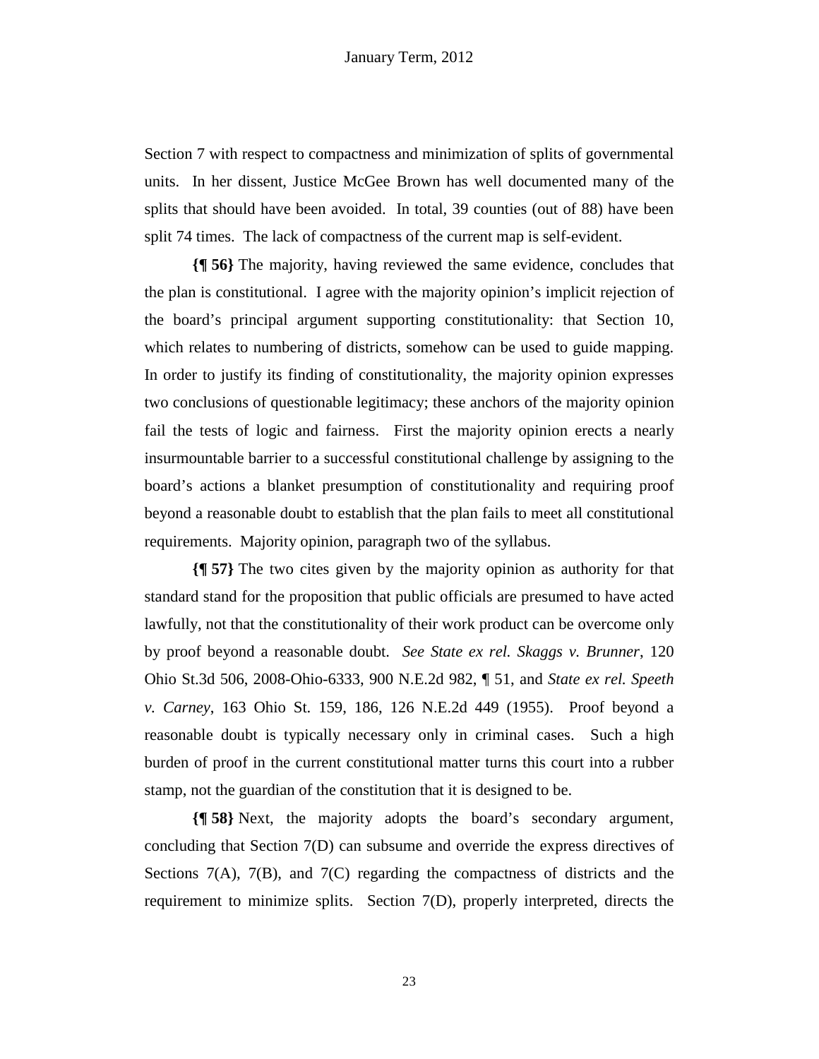Section 7 with respect to compactness and minimization of splits of governmental units. In her dissent, Justice McGee Brown has well documented many of the splits that should have been avoided. In total, 39 counties (out of 88) have been split 74 times. The lack of compactness of the current map is self-evident.

**{¶ 56}** The majority, having reviewed the same evidence, concludes that the plan is constitutional. I agree with the majority opinion's implicit rejection of the board's principal argument supporting constitutionality: that Section 10, which relates to numbering of districts, somehow can be used to guide mapping. In order to justify its finding of constitutionality, the majority opinion expresses two conclusions of questionable legitimacy; these anchors of the majority opinion fail the tests of logic and fairness. First the majority opinion erects a nearly insurmountable barrier to a successful constitutional challenge by assigning to the board's actions a blanket presumption of constitutionality and requiring proof beyond a reasonable doubt to establish that the plan fails to meet all constitutional requirements. Majority opinion, paragraph two of the syllabus.

**{¶ 57}** The two cites given by the majority opinion as authority for that standard stand for the proposition that public officials are presumed to have acted lawfully, not that the constitutionality of their work product can be overcome only by proof beyond a reasonable doubt. *See State ex rel. Skaggs v. Brunner*, 120 Ohio St.3d 506, 2008-Ohio-6333, 900 N.E.2d 982, ¶ 51, and *State ex rel. Speeth v. Carney*, 163 Ohio St. 159, 186, 126 N.E.2d 449 (1955). Proof beyond a reasonable doubt is typically necessary only in criminal cases. Such a high burden of proof in the current constitutional matter turns this court into a rubber stamp, not the guardian of the constitution that it is designed to be.

**{¶ 58}** Next, the majority adopts the board's secondary argument, concluding that Section 7(D) can subsume and override the express directives of Sections 7(A), 7(B), and 7(C) regarding the compactness of districts and the requirement to minimize splits. Section 7(D), properly interpreted, directs the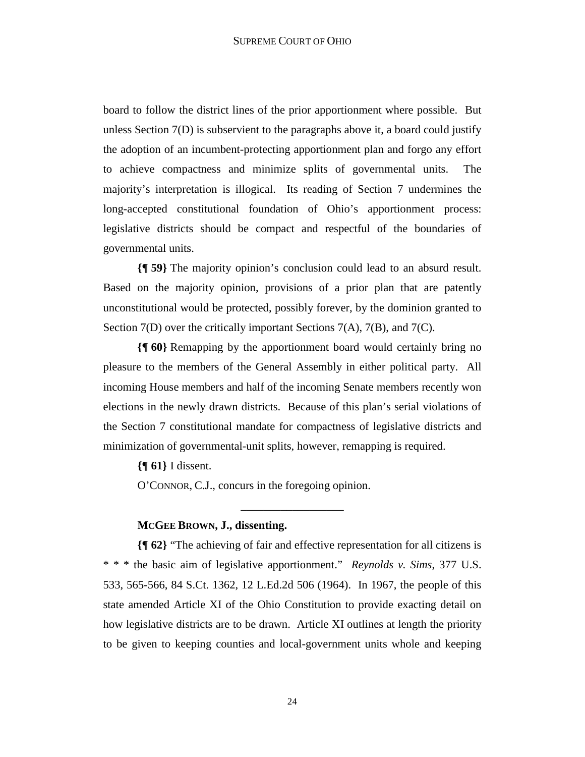board to follow the district lines of the prior apportionment where possible. But unless Section 7(D) is subservient to the paragraphs above it, a board could justify the adoption of an incumbent-protecting apportionment plan and forgo any effort to achieve compactness and minimize splits of governmental units. The majority's interpretation is illogical. Its reading of Section 7 undermines the long-accepted constitutional foundation of Ohio's apportionment process: legislative districts should be compact and respectful of the boundaries of governmental units.

**{¶ 59}** The majority opinion's conclusion could lead to an absurd result. Based on the majority opinion, provisions of a prior plan that are patently unconstitutional would be protected, possibly forever, by the dominion granted to Section 7(D) over the critically important Sections 7(A), 7(B), and 7(C).

**{¶ 60}** Remapping by the apportionment board would certainly bring no pleasure to the members of the General Assembly in either political party. All incoming House members and half of the incoming Senate members recently won elections in the newly drawn districts. Because of this plan's serial violations of the Section 7 constitutional mandate for compactness of legislative districts and minimization of governmental-unit splits, however, remapping is required.

**{¶ 61}** I dissent.

O'CONNOR, C.J., concurs in the foregoing opinion.

---

**MCGEE BROWN, J., dissenting.**

**{¶ 62}** "The achieving of fair and effective representation for all citizens is * * * the basic aim of legislative apportionment." *Reynolds v. Sims*, 377 U.S. 533, 565-566, 84 S.Ct. 1362, 12 L.Ed.2d 506 (1964). In 1967, the people of this state amended Article XI of the Ohio Constitution to provide exacting detail on how legislative districts are to be drawn. Article XI outlines at length the priority to be given to keeping counties and local-government units whole and keeping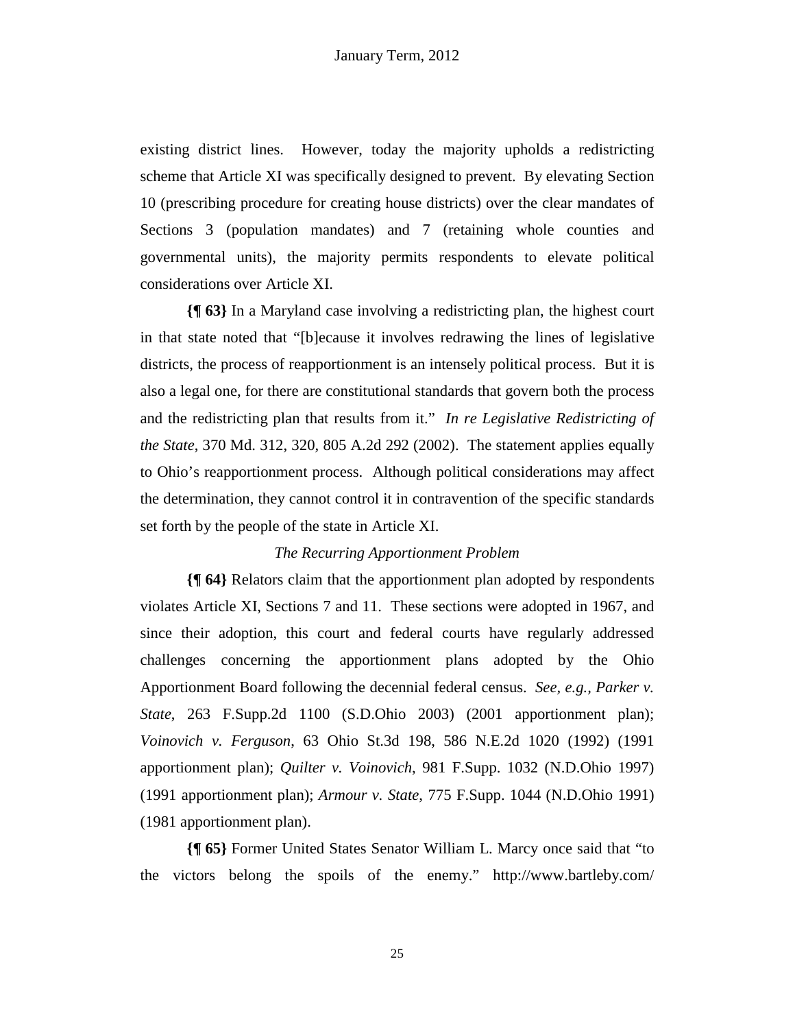existing district lines. However, today the majority upholds a redistricting scheme that Article XI was specifically designed to prevent. By elevating Section 10 (prescribing procedure for creating house districts) over the clear mandates of Sections 3 (population mandates) and 7 (retaining whole counties and governmental units), the majority permits respondents to elevate political considerations over Article XI.

**{¶ 63}** In a Maryland case involving a redistricting plan, the highest court in that state noted that "[b]ecause it involves redrawing the lines of legislative districts, the process of reapportionment is an intensely political process. But it is also a legal one, for there are constitutional standards that govern both the process and the redistricting plan that results from it." *In re Legislative Redistricting of the State*, 370 Md. 312, 320, 805 A.2d 292 (2002). The statement applies equally to Ohio's reapportionment process. Although political considerations may affect the determination, they cannot control it in contravention of the specific standards set forth by the people of the state in Article XI.

*The Recurring Apportionment Problem*

**{¶ 64}** Relators claim that the apportionment plan adopted by respondents violates Article XI, Sections 7 and 11. These sections were adopted in 1967, and since their adoption, this court and federal courts have regularly addressed challenges concerning the apportionment plans adopted by the Ohio Apportionment Board following the decennial federal census. *See, e.g., Parker v. State*, 263 F.Supp.2d 1100 (S.D.Ohio 2003) (2001 apportionment plan); *Voinovich v. Ferguson*, 63 Ohio St.3d 198, 586 N.E.2d 1020 (1992) (1991 apportionment plan); *Quilter v. Voinovich*, 981 F.Supp. 1032 (N.D.Ohio 1997) (1991 apportionment plan); *Armour v. State*, 775 F.Supp. 1044 (N.D.Ohio 1991) (1981 apportionment plan).

**{¶ 65}** Former United States Senator William L. Marcy once said that "to the victors belong the spoils of the enemy." http://www.bartleby.com/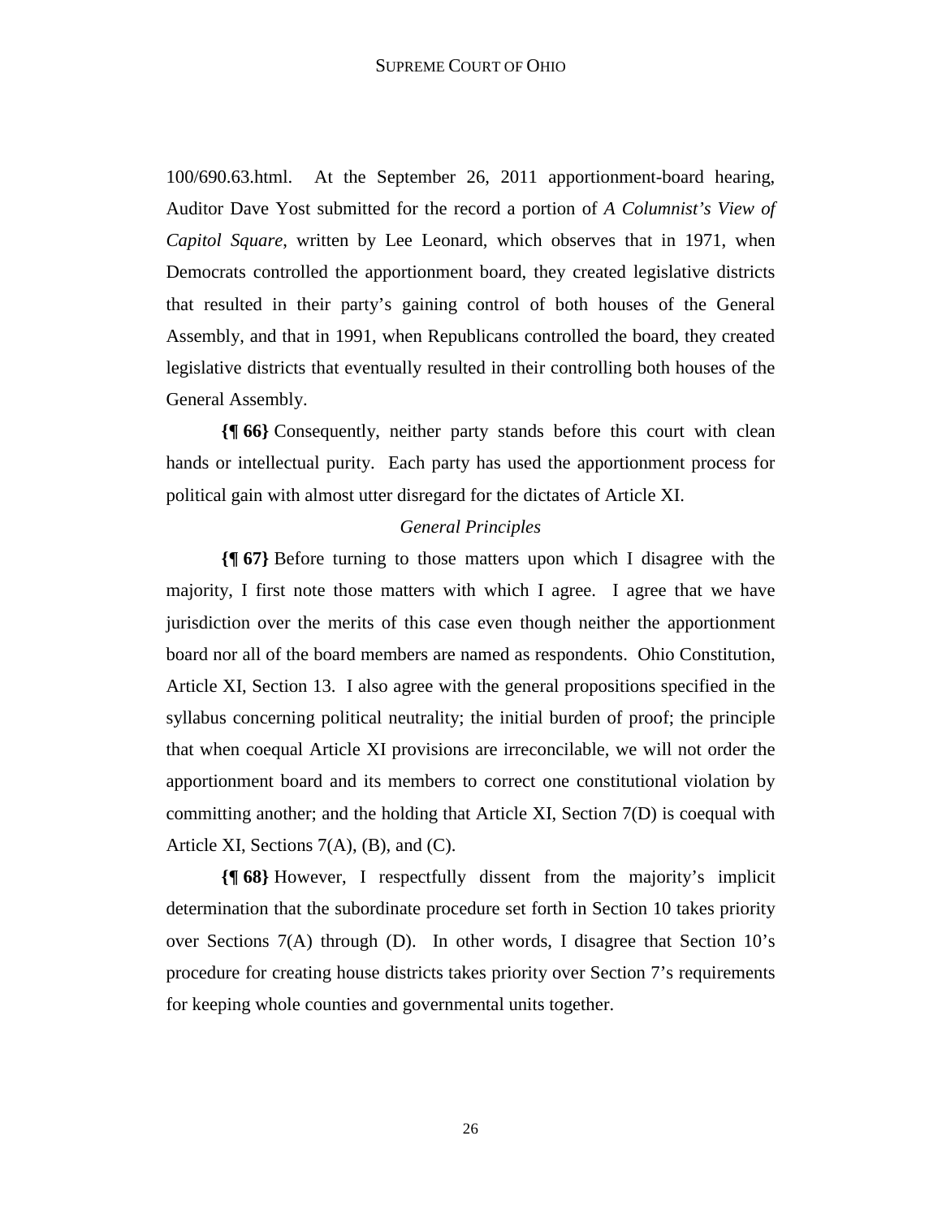100/690.63.html. At the September 26, 2011 apportionment-board hearing, Auditor Dave Yost submitted for the record a portion of *A Columnist's View of Capitol Square*, written by Lee Leonard, which observes that in 1971, when Democrats controlled the apportionment board, they created legislative districts that resulted in their party's gaining control of both houses of the General Assembly, and that in 1991, when Republicans controlled the board, they created legislative districts that eventually resulted in their controlling both houses of the General Assembly.

**{¶ 66}** Consequently, neither party stands before this court with clean hands or intellectual purity. Each party has used the apportionment process for political gain with almost utter disregard for the dictates of Article XI.

*General Principles*

**{¶ 67}** Before turning to those matters upon which I disagree with the majority, I first note those matters with which I agree. I agree that we have jurisdiction over the merits of this case even though neither the apportionment board nor all of the board members are named as respondents. Ohio Constitution, Article XI, Section 13. I also agree with the general propositions specified in the syllabus concerning political neutrality; the initial burden of proof; the principle that when coequal Article XI provisions are irreconcilable, we will not order the apportionment board and its members to correct one constitutional violation by committing another; and the holding that Article XI, Section 7(D) is coequal with Article XI, Sections 7(A), (B), and (C).

**{¶ 68}** However, I respectfully dissent from the majority's implicit determination that the subordinate procedure set forth in Section 10 takes priority over Sections 7(A) through (D). In other words, I disagree that Section 10's procedure for creating house districts takes priority over Section 7's requirements for keeping whole counties and governmental units together.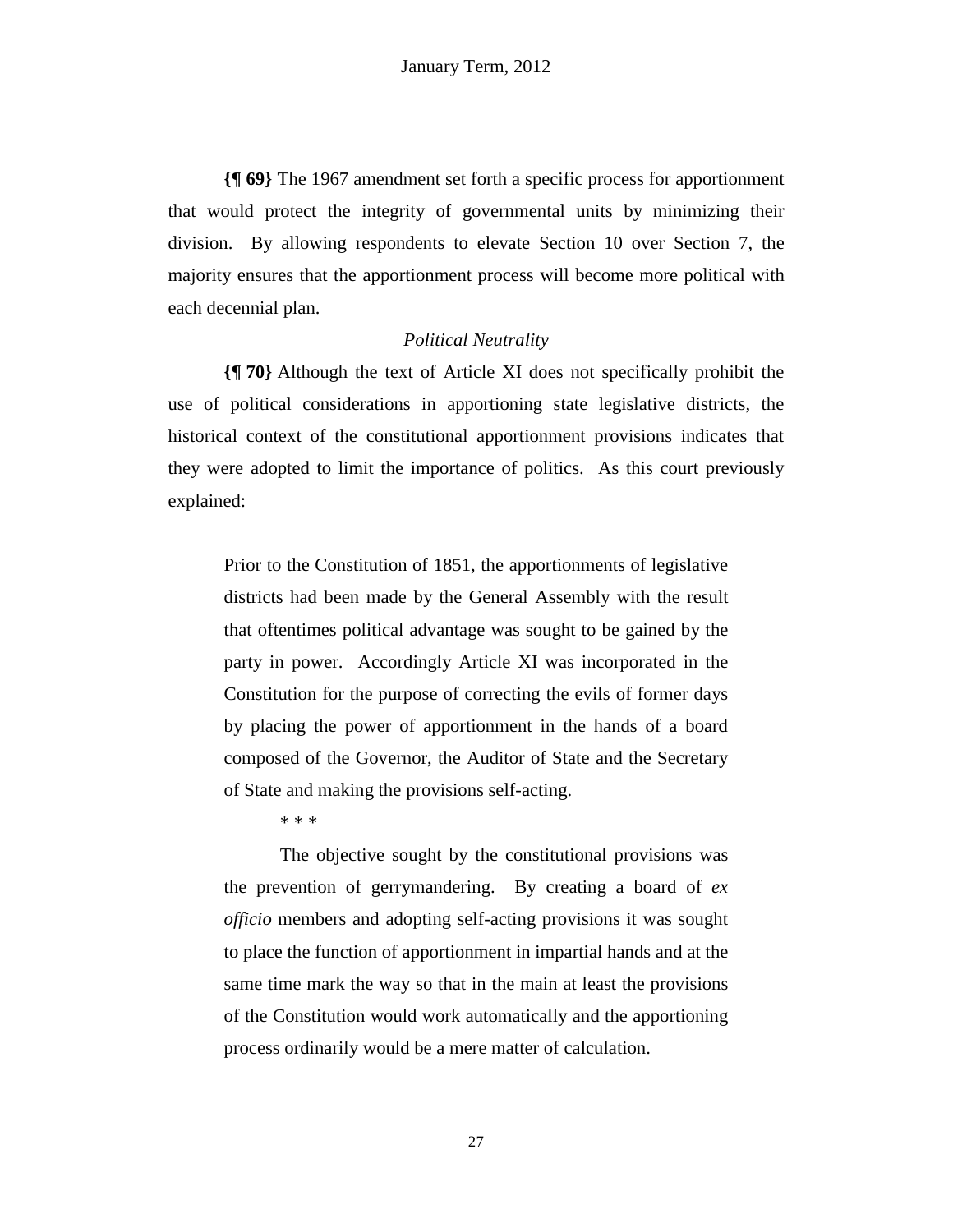**{¶ 69}** The 1967 amendment set forth a specific process for apportionment that would protect the integrity of governmental units by minimizing their division. By allowing respondents to elevate Section 10 over Section 7, the majority ensures that the apportionment process will become more political with each decennial plan.

*Political Neutrality*

**{¶ 70}** Although the text of Article XI does not specifically prohibit the use of political considerations in apportioning state legislative districts, the historical context of the constitutional apportionment provisions indicates that they were adopted to limit the importance of politics. As this court previously explained:

> Prior to the Constitution of 1851, the apportionments of legislative districts had been made by the General Assembly with the result that oftentimes political advantage was sought to be gained by the party in power. Accordingly Article XI was incorporated in the Constitution for the purpose of correcting the evils of former days by placing the power of apportionment in the hands of a board composed of the Governor, the Auditor of State and the Secretary of State and making the provisions self-acting.
>
> \* \* \*
>
> The objective sought by the constitutional provisions was the prevention of gerrymandering. By creating a board of *ex officio* members and adopting self-acting provisions it was sought to place the function of apportionment in impartial hands and at the same time mark the way so that in the main at least the provisions of the Constitution would work automatically and the apportioning process ordinarily would be a mere matter of calculation.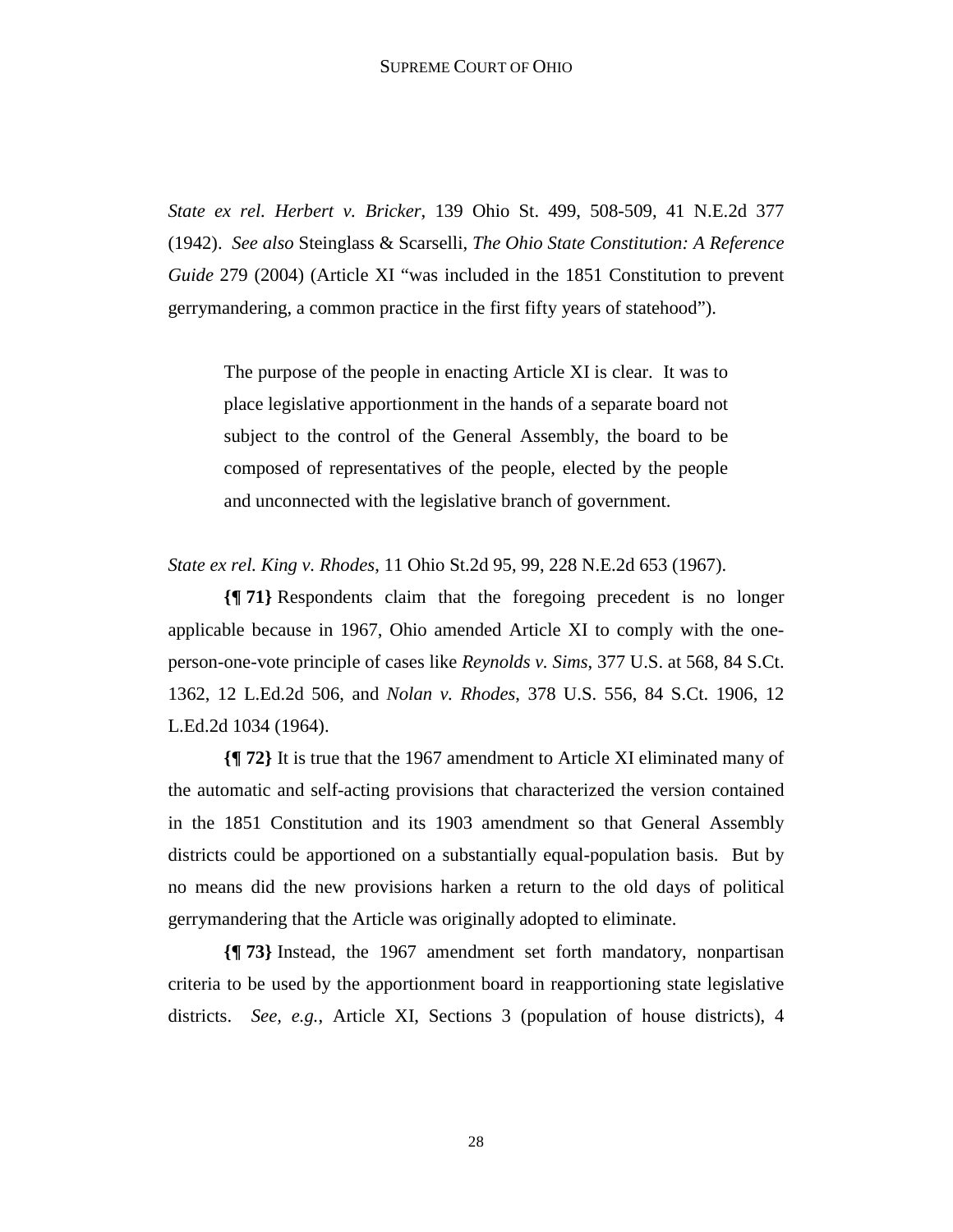*State ex rel. Herbert v. Bricker*, 139 Ohio St. 499, 508-509, 41 N.E.2d 377 (1942). *See also* Steinglass & Scarselli, *The Ohio State Constitution: A Reference Guide* 279 (2004) (Article XI "was included in the 1851 Constitution to prevent gerrymandering, a common practice in the first fifty years of statehood").

> The purpose of the people in enacting Article XI is clear. It was to place legislative apportionment in the hands of a separate board not subject to the control of the General Assembly, the board to be composed of representatives of the people, elected by the people and unconnected with the legislative branch of government.

*State ex rel. King v. Rhodes*, 11 Ohio St.2d 95, 99, 228 N.E.2d 653 (1967).

**{¶ 71}** Respondents claim that the foregoing precedent is no longer applicable because in 1967, Ohio amended Article XI to comply with the one-person-one-vote principle of cases like *Reynolds v. Sims*, 377 U.S. at 568, 84 S.Ct. 1362, 12 L.Ed.2d 506, and *Nolan v. Rhodes*, 378 U.S. 556, 84 S.Ct. 1906, 12 L.Ed.2d 1034 (1964).

**{¶ 72}** It is true that the 1967 amendment to Article XI eliminated many of the automatic and self-acting provisions that characterized the version contained in the 1851 Constitution and its 1903 amendment so that General Assembly districts could be apportioned on a substantially equal-population basis. But by no means did the new provisions harken a return to the old days of political gerrymandering that the Article was originally adopted to eliminate.

**{¶ 73}** Instead, the 1967 amendment set forth mandatory, nonpartisan criteria to be used by the apportionment board in reapportioning state legislative districts. *See, e.g.*, Article XI, Sections 3 (population of house districts), 4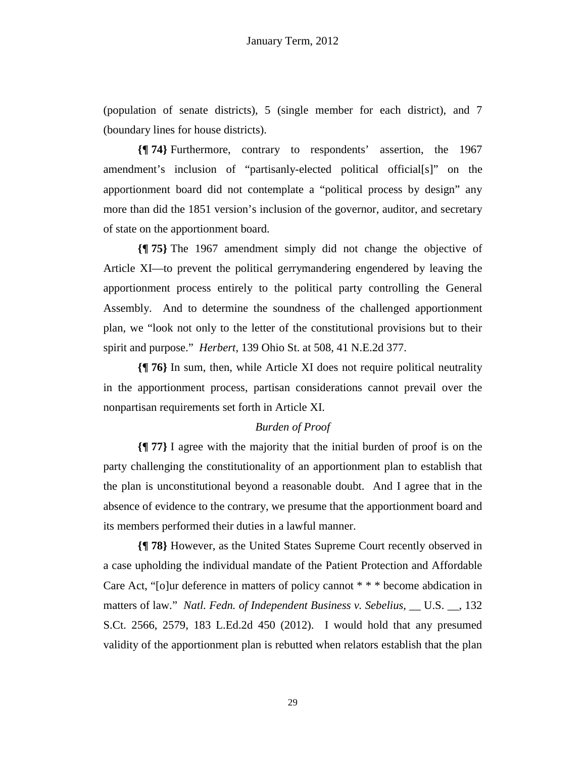(population of senate districts), 5 (single member for each district), and 7 (boundary lines for house districts).

**{¶ 74}** Furthermore, contrary to respondents' assertion, the 1967 amendment's inclusion of "partisanly-elected political official[s]" on the apportionment board did not contemplate a "political process by design" any more than did the 1851 version's inclusion of the governor, auditor, and secretary of state on the apportionment board.

**{¶ 75}** The 1967 amendment simply did not change the objective of Article XI—to prevent the political gerrymandering engendered by leaving the apportionment process entirely to the political party controlling the General Assembly. And to determine the soundness of the challenged apportionment plan, we "look not only to the letter of the constitutional provisions but to their spirit and purpose." *Herbert*, 139 Ohio St. at 508, 41 N.E.2d 377.

**{¶ 76}** In sum, then, while Article XI does not require political neutrality in the apportionment process, partisan considerations cannot prevail over the nonpartisan requirements set forth in Article XI.

*Burden of Proof*

**{¶ 77}** I agree with the majority that the initial burden of proof is on the party challenging the constitutionality of an apportionment plan to establish that the plan is unconstitutional beyond a reasonable doubt. And I agree that in the absence of evidence to the contrary, we presume that the apportionment board and its members performed their duties in a lawful manner.

**{¶ 78}** However, as the United States Supreme Court recently observed in a case upholding the individual mandate of the Patient Protection and Affordable Care Act, "[o]ur deference in matters of policy cannot * * * become abdication in matters of law." *Natl. Fedn. of Independent Business v. Sebelius*, __ U.S. __, 132 S.Ct. 2566, 2579, 183 L.Ed.2d 450 (2012). I would hold that any presumed validity of the apportionment plan is rebutted when relators establish that the plan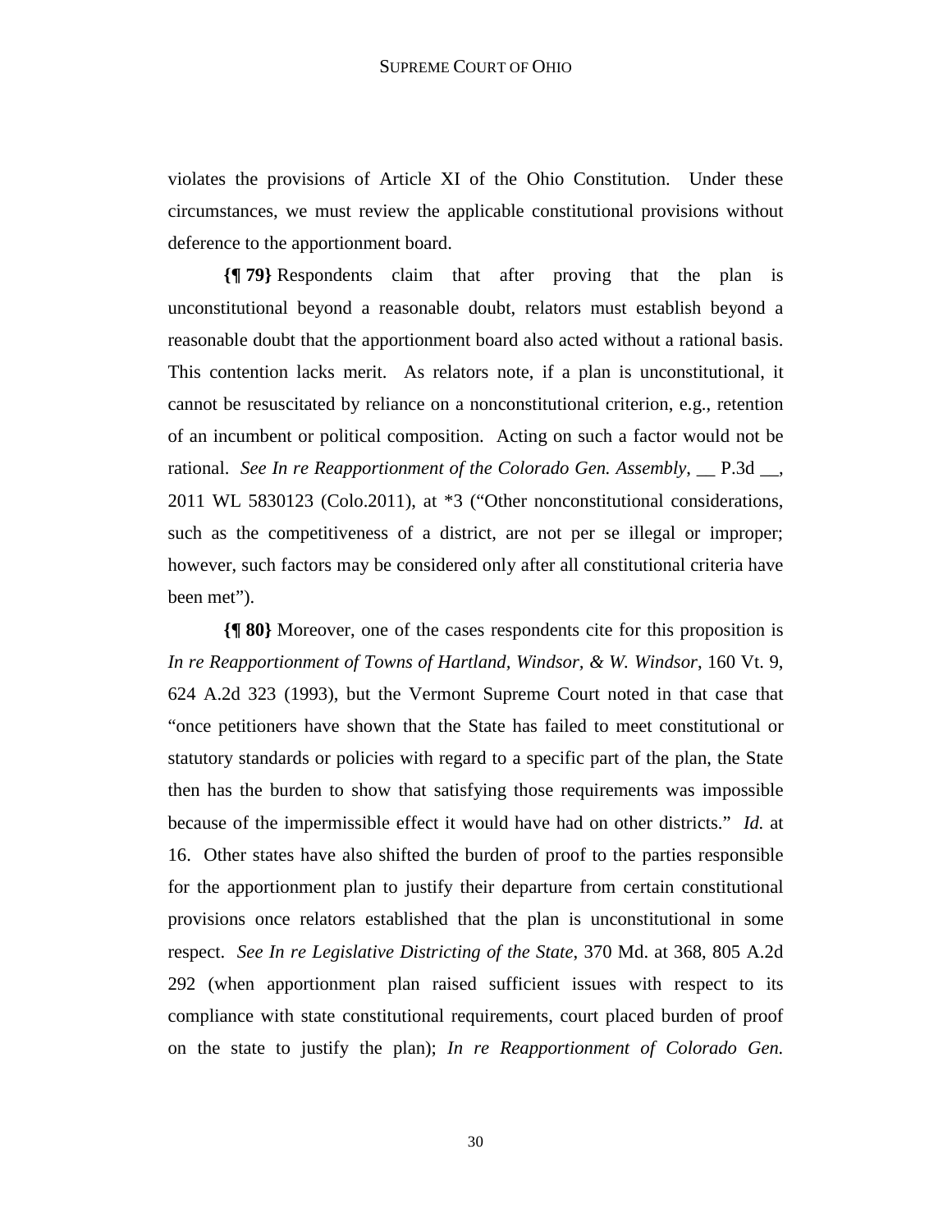violates the provisions of Article XI of the Ohio Constitution. Under these circumstances, we must review the applicable constitutional provisions without deference to the apportionment board.

**{¶ 79}** Respondents claim that after proving that the plan is unconstitutional beyond a reasonable doubt, relators must establish beyond a reasonable doubt that the apportionment board also acted without a rational basis. This contention lacks merit. As relators note, if a plan is unconstitutional, it cannot be resuscitated by reliance on a nonconstitutional criterion, e.g., retention of an incumbent or political composition. Acting on such a factor would not be rational. *See In re Reapportionment of the Colorado Gen. Assembly*, __ P.3d __, 2011 WL 5830123 (Colo.2011), at *3 ("Other nonconstitutional considerations, such as the competitiveness of a district, are not per se illegal or improper; however, such factors may be considered only after all constitutional criteria have been met").

**{¶ 80}** Moreover, one of the cases respondents cite for this proposition is *In re Reapportionment of Towns of Hartland, Windsor, & W. Windsor*, 160 Vt. 9, 624 A.2d 323 (1993), but the Vermont Supreme Court noted in that case that "once petitioners have shown that the State has failed to meet constitutional or statutory standards or policies with regard to a specific part of the plan, the State then has the burden to show that satisfying those requirements was impossible because of the impermissible effect it would have had on other districts." *Id.* at 16. Other states have also shifted the burden of proof to the parties responsible for the apportionment plan to justify their departure from certain constitutional provisions once relators established that the plan is unconstitutional in some respect. *See In re Legislative Districting of the State*, 370 Md. at 368, 805 A.2d 292 (when apportionment plan raised sufficient issues with respect to its compliance with state constitutional requirements, court placed burden of proof on the state to justify the plan); *In re Reapportionment of Colorado Gen.*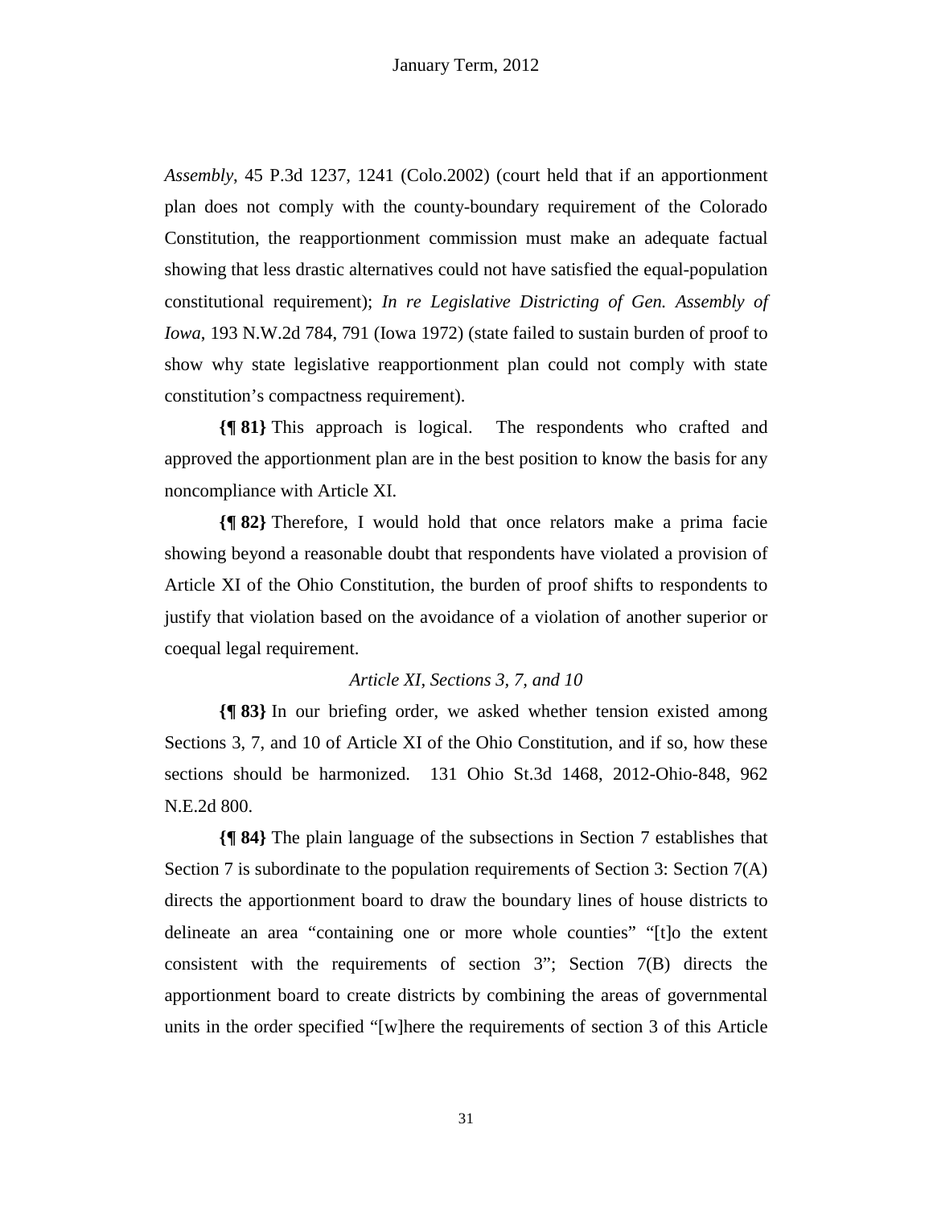*Assembly*, 45 P.3d 1237, 1241 (Colo.2002) (court held that if an apportionment plan does not comply with the county-boundary requirement of the Colorado Constitution, the reapportionment commission must make an adequate factual showing that less drastic alternatives could not have satisfied the equal-population constitutional requirement); *In re Legislative Districting of Gen. Assembly of Iowa*, 193 N.W.2d 784, 791 (Iowa 1972) (state failed to sustain burden of proof to show why state legislative reapportionment plan could not comply with state constitution's compactness requirement).

**{¶ 81}** This approach is logical. The respondents who crafted and approved the apportionment plan are in the best position to know the basis for any noncompliance with Article XI.

**{¶ 82}** Therefore, I would hold that once relators make a prima facie showing beyond a reasonable doubt that respondents have violated a provision of Article XI of the Ohio Constitution, the burden of proof shifts to respondents to justify that violation based on the avoidance of a violation of another superior or coequal legal requirement.

*Article XI, Sections 3, 7, and 10*

**{¶ 83}** In our briefing order, we asked whether tension existed among Sections 3, 7, and 10 of Article XI of the Ohio Constitution, and if so, how these sections should be harmonized. 131 Ohio St.3d 1468, 2012-Ohio-848, 962 N.E.2d 800.

**{¶ 84}** The plain language of the subsections in Section 7 establishes that Section 7 is subordinate to the population requirements of Section 3: Section 7(A) directs the apportionment board to draw the boundary lines of house districts to delineate an area "containing one or more whole counties" "[t]o the extent consistent with the requirements of section 3"; Section 7(B) directs the apportionment board to create districts by combining the areas of governmental units in the order specified "[w]here the requirements of section 3 of this Article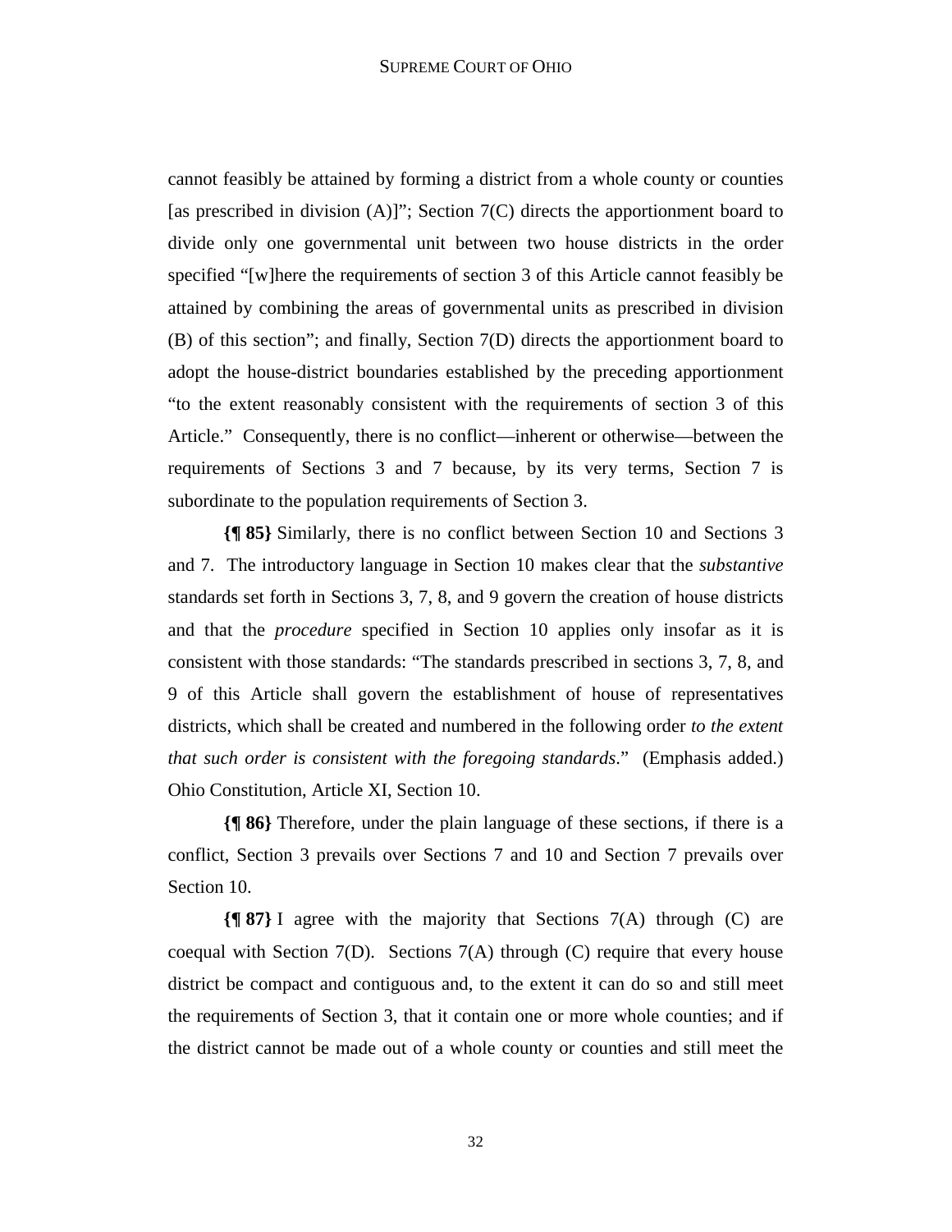cannot feasibly be attained by forming a district from a whole county or counties [as prescribed in division (A)]"; Section 7(C) directs the apportionment board to divide only one governmental unit between two house districts in the order specified "[w]here the requirements of section 3 of this Article cannot feasibly be attained by combining the areas of governmental units as prescribed in division (B) of this section"; and finally, Section 7(D) directs the apportionment board to adopt the house-district boundaries established by the preceding apportionment "to the extent reasonably consistent with the requirements of section 3 of this Article." Consequently, there is no conflict—inherent or otherwise—between the requirements of Sections 3 and 7 because, by its very terms, Section 7 is subordinate to the population requirements of Section 3.

**{¶ 85}** Similarly, there is no conflict between Section 10 and Sections 3 and 7. The introductory language in Section 10 makes clear that the *substantive* standards set forth in Sections 3, 7, 8, and 9 govern the creation of house districts and that the *procedure* specified in Section 10 applies only insofar as it is consistent with those standards: "The standards prescribed in sections 3, 7, 8, and 9 of this Article shall govern the establishment of house of representatives districts, which shall be created and numbered in the following order *to the extent that such order is consistent with the foregoing standards*." (Emphasis added.) Ohio Constitution, Article XI, Section 10.

**{¶ 86}** Therefore, under the plain language of these sections, if there is a conflict, Section 3 prevails over Sections 7 and 10 and Section 7 prevails over Section 10.

**{¶ 87}** I agree with the majority that Sections 7(A) through (C) are coequal with Section 7(D). Sections 7(A) through (C) require that every house district be compact and contiguous and, to the extent it can do so and still meet the requirements of Section 3, that it contain one or more whole counties; and if the district cannot be made out of a whole county or counties and still meet the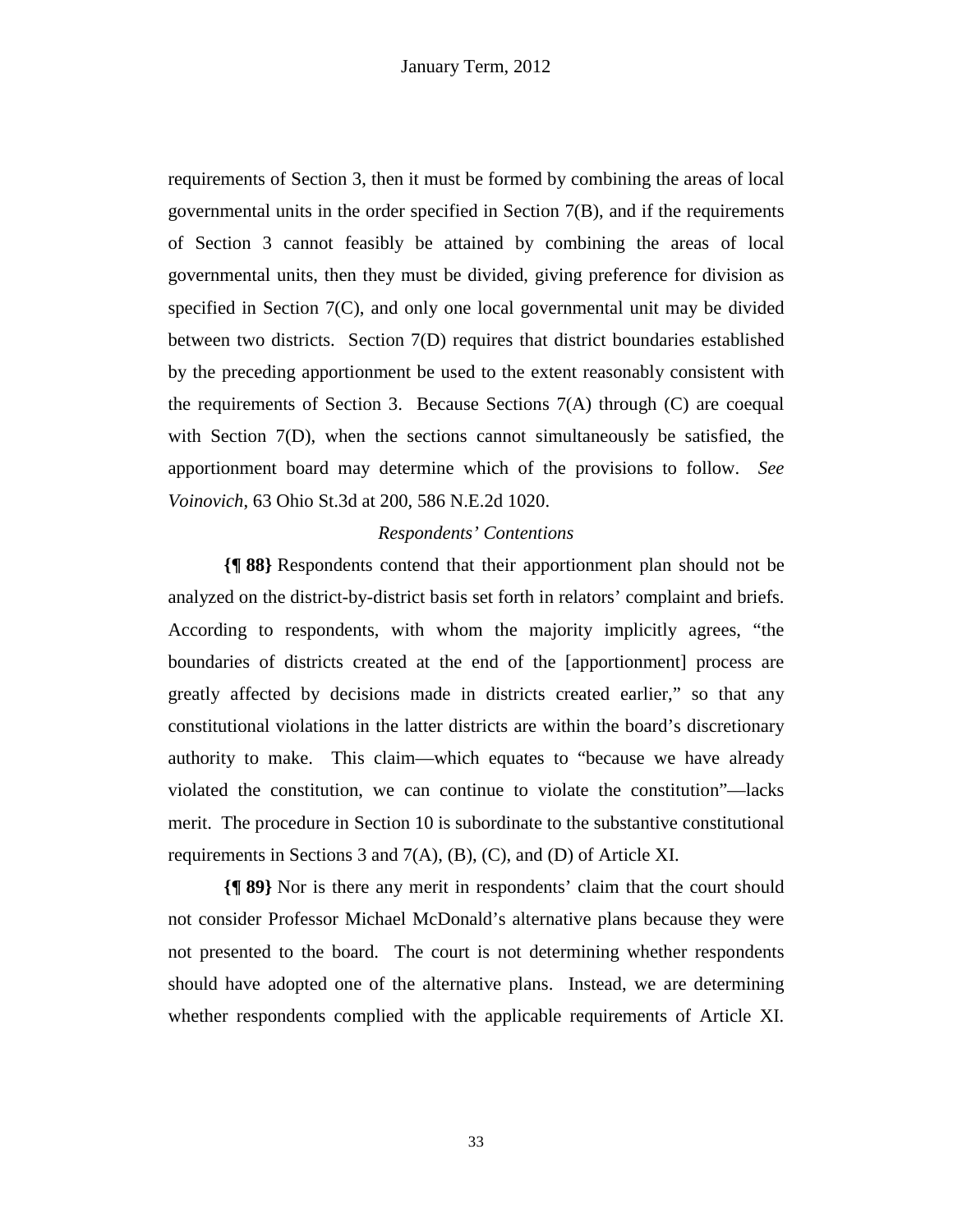requirements of Section 3, then it must be formed by combining the areas of local governmental units in the order specified in Section 7(B), and if the requirements of Section 3 cannot feasibly be attained by combining the areas of local governmental units, then they must be divided, giving preference for division as specified in Section 7(C), and only one local governmental unit may be divided between two districts. Section 7(D) requires that district boundaries established by the preceding apportionment be used to the extent reasonably consistent with the requirements of Section 3. Because Sections 7(A) through (C) are coequal with Section 7(D), when the sections cannot simultaneously be satisfied, the apportionment board may determine which of the provisions to follow. *See Voinovich*, 63 Ohio St.3d at 200, 586 N.E.2d 1020.

*Respondents' Contentions*

**{¶ 88}** Respondents contend that their apportionment plan should not be analyzed on the district-by-district basis set forth in relators' complaint and briefs. According to respondents, with whom the majority implicitly agrees, "the boundaries of districts created at the end of the [apportionment] process are greatly affected by decisions made in districts created earlier," so that any constitutional violations in the latter districts are within the board's discretionary authority to make. This claim—which equates to "because we have already violated the constitution, we can continue to violate the constitution"—lacks merit. The procedure in Section 10 is subordinate to the substantive constitutional requirements in Sections 3 and 7(A), (B), (C), and (D) of Article XI.

**{¶ 89}** Nor is there any merit in respondents' claim that the court should not consider Professor Michael McDonald's alternative plans because they were not presented to the board. The court is not determining whether respondents should have adopted one of the alternative plans. Instead, we are determining whether respondents complied with the applicable requirements of Article XI.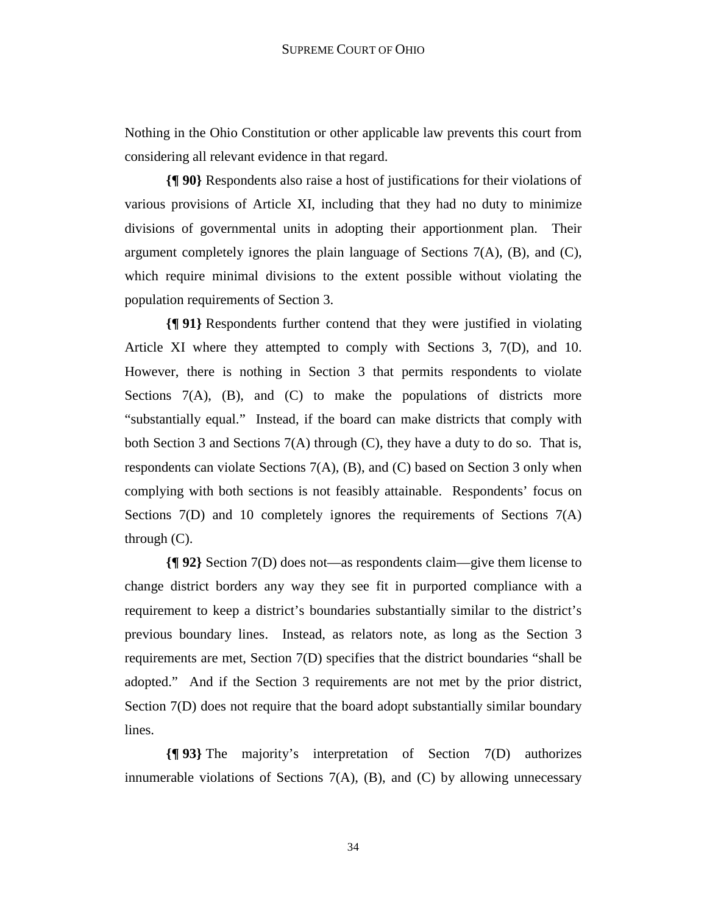Nothing in the Ohio Constitution or other applicable law prevents this court from considering all relevant evidence in that regard.

**{¶ 90}** Respondents also raise a host of justifications for their violations of various provisions of Article XI, including that they had no duty to minimize divisions of governmental units in adopting their apportionment plan. Their argument completely ignores the plain language of Sections 7(A), (B), and (C), which require minimal divisions to the extent possible without violating the population requirements of Section 3.

**{¶ 91}** Respondents further contend that they were justified in violating Article XI where they attempted to comply with Sections 3, 7(D), and 10. However, there is nothing in Section 3 that permits respondents to violate Sections 7(A), (B), and (C) to make the populations of districts more "substantially equal." Instead, if the board can make districts that comply with both Section 3 and Sections 7(A) through (C), they have a duty to do so. That is, respondents can violate Sections 7(A), (B), and (C) based on Section 3 only when complying with both sections is not feasibly attainable. Respondents' focus on Sections 7(D) and 10 completely ignores the requirements of Sections 7(A) through (C).

**{¶ 92}** Section 7(D) does not—as respondents claim—give them license to change district borders any way they see fit in purported compliance with a requirement to keep a district's boundaries substantially similar to the district's previous boundary lines. Instead, as relators note, as long as the Section 3 requirements are met, Section 7(D) specifies that the district boundaries "shall be adopted." And if the Section 3 requirements are not met by the prior district, Section 7(D) does not require that the board adopt substantially similar boundary lines.

**{¶ 93}** The majority's interpretation of Section 7(D) authorizes innumerable violations of Sections 7(A), (B), and (C) by allowing unnecessary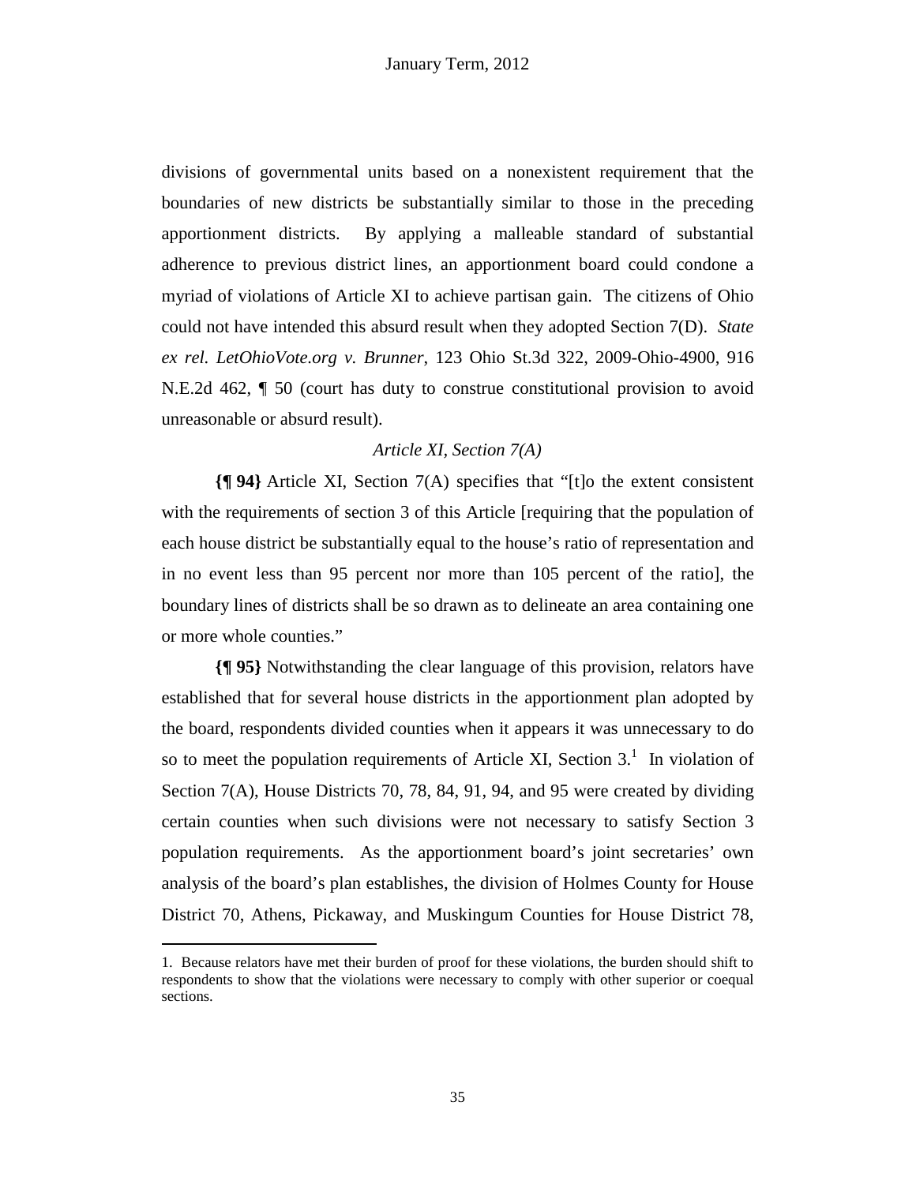divisions of governmental units based on a nonexistent requirement that the boundaries of new districts be substantially similar to those in the preceding apportionment districts. By applying a malleable standard of substantial adherence to previous district lines, an apportionment board could condone a myriad of violations of Article XI to achieve partisan gain. The citizens of Ohio could not have intended this absurd result when they adopted Section 7(D). *State ex rel. LetOhioVote.org v. Brunner*, 123 Ohio St.3d 322, 2009-Ohio-4900, 916 N.E.2d 462, ¶ 50 (court has duty to construe constitutional provision to avoid unreasonable or absurd result).

*Article XI, Section 7(A)*

**{¶ 94}** Article XI, Section 7(A) specifies that "[t]o the extent consistent with the requirements of section 3 of this Article [requiring that the population of each house district be substantially equal to the house's ratio of representation and in no event less than 95 percent nor more than 105 percent of the ratio], the boundary lines of districts shall be so drawn as to delineate an area containing one or more whole counties."

**{¶ 95}** Notwithstanding the clear language of this provision, relators have established that for several house districts in the apportionment plan adopted by the board, respondents divided counties when it appears it was unnecessary to do so to meet the population requirements of Article XI, Section 3.[1] In violation of Section 7(A), House Districts 70, 78, 84, 91, 94, and 95 were created by dividing certain counties when such divisions were not necessary to satisfy Section 3 population requirements. As the apportionment board's joint secretaries' own analysis of the board's plan establishes, the division of Holmes County for House District 70, Athens, Pickaway, and Muskingum Counties for House District 78,

1. Because relators have met their burden of proof for these violations, the burden should shift to respondents to show that the violations were necessary to comply with other superior or coequal sections.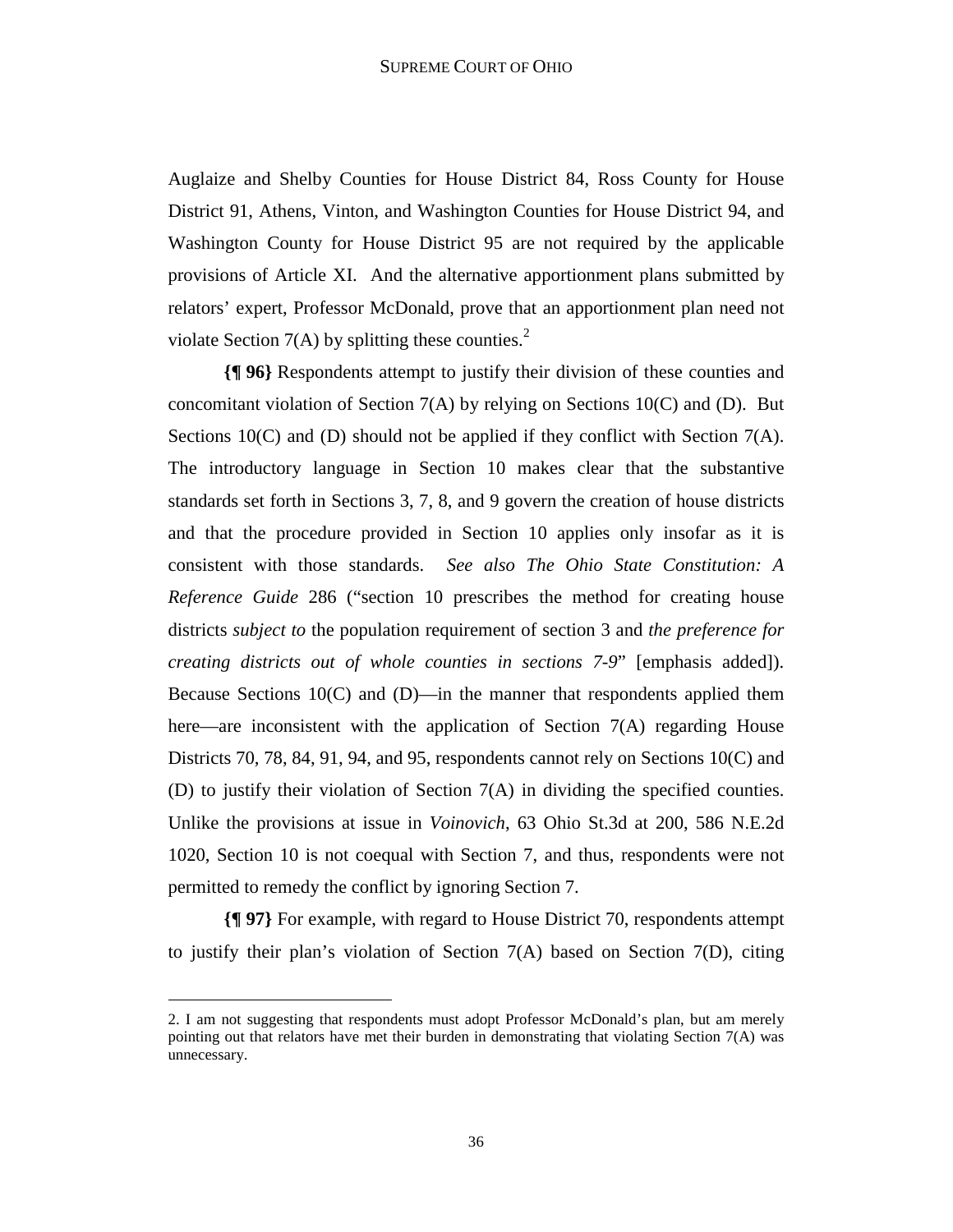Auglaize and Shelby Counties for House District 84, Ross County for House District 91, Athens, Vinton, and Washington Counties for House District 94, and Washington County for House District 95 are not required by the applicable provisions of Article XI. And the alternative apportionment plans submitted by relators' expert, Professor McDonald, prove that an apportionment plan need not violate Section 7(A) by splitting these counties.[2]

**{¶ 96}** Respondents attempt to justify their division of these counties and concomitant violation of Section 7(A) by relying on Sections 10(C) and (D). But Sections 10(C) and (D) should not be applied if they conflict with Section 7(A). The introductory language in Section 10 makes clear that the substantive standards set forth in Sections 3, 7, 8, and 9 govern the creation of house districts and that the procedure provided in Section 10 applies only insofar as it is consistent with those standards. *See also The Ohio State Constitution: A Reference Guide* 286 ("section 10 prescribes the method for creating house districts *subject to* the population requirement of section 3 and *the preference for creating districts out of whole counties in sections 7-9*" [emphasis added]). Because Sections 10(C) and (D)—in the manner that respondents applied them here—are inconsistent with the application of Section 7(A) regarding House Districts 70, 78, 84, 91, 94, and 95, respondents cannot rely on Sections 10(C) and (D) to justify their violation of Section 7(A) in dividing the specified counties. Unlike the provisions at issue in *Voinovich*, 63 Ohio St.3d at 200, 586 N.E.2d 1020, Section 10 is not coequal with Section 7, and thus, respondents were not permitted to remedy the conflict by ignoring Section 7.

**{¶ 97}** For example, with regard to House District 70, respondents attempt to justify their plan's violation of Section 7(A) based on Section 7(D), citing

---

2. I am not suggesting that respondents must adopt Professor McDonald's plan, but am merely pointing out that relators have met their burden in demonstrating that violating Section 7(A) was unnecessary.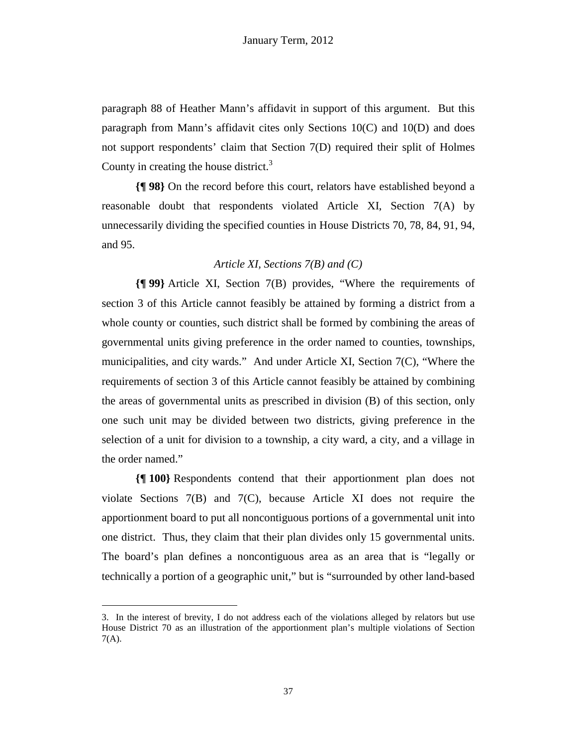paragraph 88 of Heather Mann's affidavit in support of this argument. But this paragraph from Mann's affidavit cites only Sections 10(C) and 10(D) and does not support respondents' claim that Section 7(D) required their split of Holmes County in creating the house district.[3]

**{¶ 98}** On the record before this court, relators have established beyond a reasonable doubt that respondents violated Article XI, Section 7(A) by unnecessarily dividing the specified counties in House Districts 70, 78, 84, 91, 94, and 95.

*Article XI, Sections 7(B) and (C)*

**{¶ 99}** Article XI, Section 7(B) provides, "Where the requirements of section 3 of this Article cannot feasibly be attained by forming a district from a whole county or counties, such district shall be formed by combining the areas of governmental units giving preference in the order named to counties, townships, municipalities, and city wards." And under Article XI, Section 7(C), "Where the requirements of section 3 of this Article cannot feasibly be attained by combining the areas of governmental units as prescribed in division (B) of this section, only one such unit may be divided between two districts, giving preference in the selection of a unit for division to a township, a city ward, a city, and a village in the order named."

**{¶ 100}** Respondents contend that their apportionment plan does not violate Sections 7(B) and 7(C), because Article XI does not require the apportionment board to put all noncontiguous portions of a governmental unit into one district. Thus, they claim that their plan divides only 15 governmental units. The board's plan defines a noncontiguous area as an area that is "legally or technically a portion of a geographic unit," but is "surrounded by other land-based

---

3. In the interest of brevity, I do not address each of the violations alleged by relators but use House District 70 as an illustration of the apportionment plan's multiple violations of Section 7(A).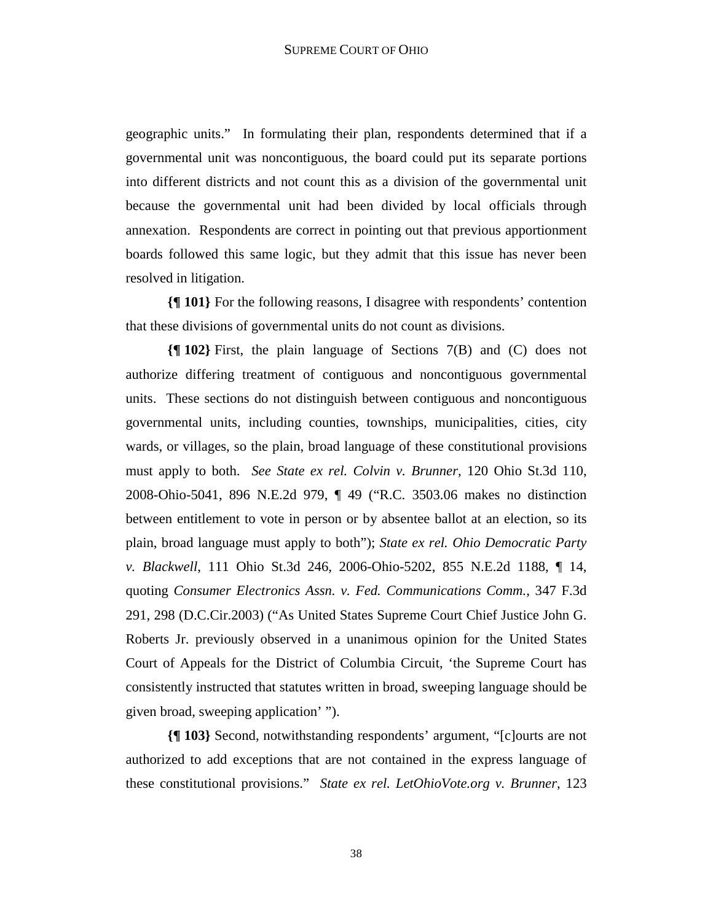geographic units." In formulating their plan, respondents determined that if a governmental unit was noncontiguous, the board could put its separate portions into different districts and not count this as a division of the governmental unit because the governmental unit had been divided by local officials through annexation. Respondents are correct in pointing out that previous apportionment boards followed this same logic, but they admit that this issue has never been resolved in litigation.

**{¶ 101}** For the following reasons, I disagree with respondents' contention that these divisions of governmental units do not count as divisions.

**{¶ 102}** First, the plain language of Sections 7(B) and (C) does not authorize differing treatment of contiguous and noncontiguous governmental units. These sections do not distinguish between contiguous and noncontiguous governmental units, including counties, townships, municipalities, cities, city wards, or villages, so the plain, broad language of these constitutional provisions must apply to both. *See State ex rel. Colvin v. Brunner*, 120 Ohio St.3d 110, 2008-Ohio-5041, 896 N.E.2d 979, ¶ 49 ("R.C. 3503.06 makes no distinction between entitlement to vote in person or by absentee ballot at an election, so its plain, broad language must apply to both"); *State ex rel. Ohio Democratic Party v. Blackwell*, 111 Ohio St.3d 246, 2006-Ohio-5202, 855 N.E.2d 1188, ¶ 14, quoting *Consumer Electronics Assn. v. Fed. Communications Comm.*, 347 F.3d 291, 298 (D.C.Cir.2003) ("As United States Supreme Court Chief Justice John G. Roberts Jr. previously observed in a unanimous opinion for the United States Court of Appeals for the District of Columbia Circuit, 'the Supreme Court has consistently instructed that statutes written in broad, sweeping language should be given broad, sweeping application' ").

**{¶ 103}** Second, notwithstanding respondents' argument, "[c]ourts are not authorized to add exceptions that are not contained in the express language of these constitutional provisions." *State ex rel. LetOhioVote.org v. Brunner*, 123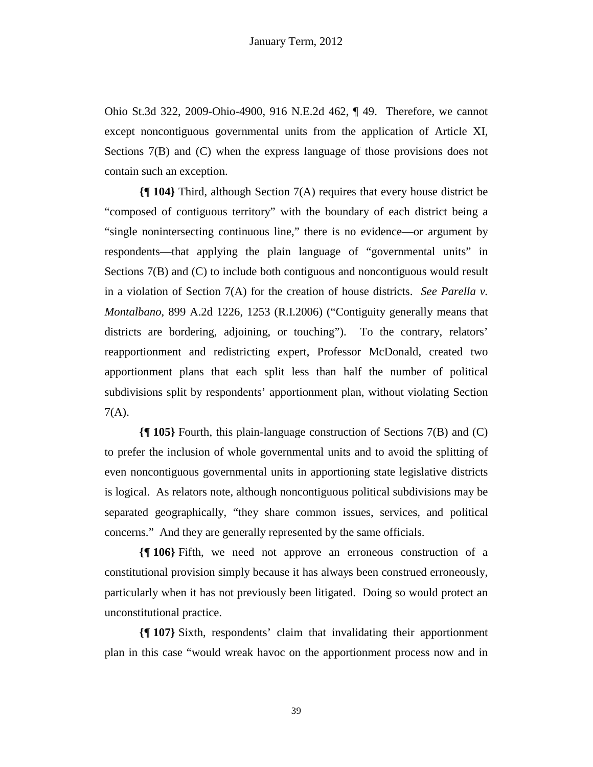Ohio St.3d 322, 2009-Ohio-4900, 916 N.E.2d 462, ¶ 49. Therefore, we cannot except noncontiguous governmental units from the application of Article XI, Sections 7(B) and (C) when the express language of those provisions does not contain such an exception.

**{¶ 104}** Third, although Section 7(A) requires that every house district be "composed of contiguous territory" with the boundary of each district being a "single nonintersecting continuous line," there is no evidence—or argument by respondents—that applying the plain language of "governmental units" in Sections 7(B) and (C) to include both contiguous and noncontiguous would result in a violation of Section 7(A) for the creation of house districts. *See Parella v. Montalbano*, 899 A.2d 1226, 1253 (R.I.2006) ("Contiguity generally means that districts are bordering, adjoining, or touching"). To the contrary, relators' reapportionment and redistricting expert, Professor McDonald, created two apportionment plans that each split less than half the number of political subdivisions split by respondents' apportionment plan, without violating Section 7(A).

**{¶ 105}** Fourth, this plain-language construction of Sections 7(B) and (C) to prefer the inclusion of whole governmental units and to avoid the splitting of even noncontiguous governmental units in apportioning state legislative districts is logical. As relators note, although noncontiguous political subdivisions may be separated geographically, "they share common issues, services, and political concerns." And they are generally represented by the same officials.

**{¶ 106}** Fifth, we need not approve an erroneous construction of a constitutional provision simply because it has always been construed erroneously, particularly when it has not previously been litigated. Doing so would protect an unconstitutional practice.

**{¶ 107}** Sixth, respondents' claim that invalidating their apportionment plan in this case "would wreak havoc on the apportionment process now and in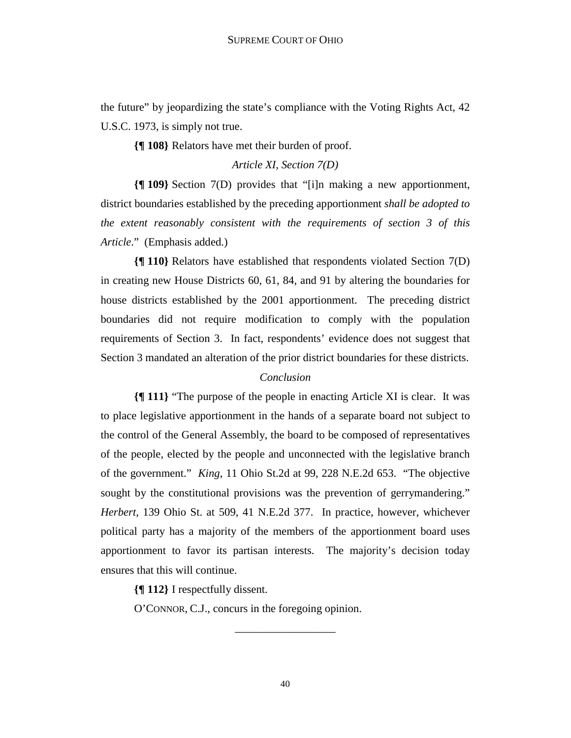the future" by jeopardizing the state's compliance with the Voting Rights Act, 42 U.S.C. 1973, is simply not true.

**{¶ 108}** Relators have met their burden of proof.

*Article XI, Section 7(D)*

**{¶ 109}** Section 7(D) provides that "[i]n making a new apportionment, district boundaries established by the preceding apportionment *shall be adopted to the extent reasonably consistent with the requirements of section 3 of this Article*." (Emphasis added.)

**{¶ 110}** Relators have established that respondents violated Section 7(D) in creating new House Districts 60, 61, 84, and 91 by altering the boundaries for house districts established by the 2001 apportionment. The preceding district boundaries did not require modification to comply with the population requirements of Section 3. In fact, respondents' evidence does not suggest that Section 3 mandated an alteration of the prior district boundaries for these districts.

*Conclusion*

**{¶ 111}** "The purpose of the people in enacting Article XI is clear. It was to place legislative apportionment in the hands of a separate board not subject to the control of the General Assembly, the board to be composed of representatives of the people, elected by the people and unconnected with the legislative branch of the government." *King*, 11 Ohio St.2d at 99, 228 N.E.2d 653. "The objective sought by the constitutional provisions was the prevention of gerrymandering." *Herbert*, 139 Ohio St. at 509, 41 N.E.2d 377. In practice, however, whichever political party has a majority of the members of the apportionment board uses apportionment to favor its partisan interests. The majority's decision today ensures that this will continue.

**{¶ 112}** I respectfully dissent.

O'CONNOR, C.J., concurs in the foregoing opinion.

---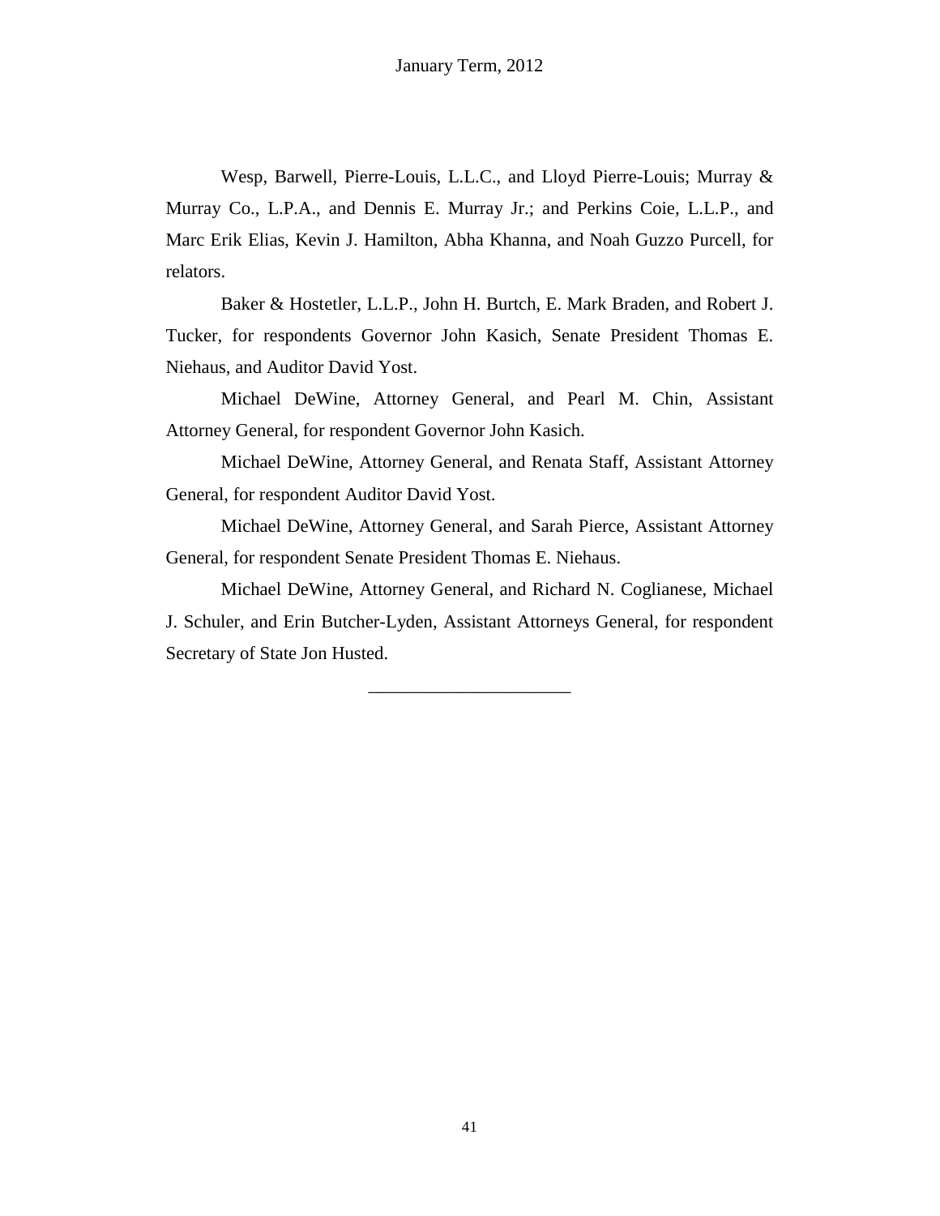Wesp, Barwell, Pierre-Louis, L.L.C., and Lloyd Pierre-Louis; Murray & Murray Co., L.P.A., and Dennis E. Murray Jr.; and Perkins Coie, L.L.P., and Marc Erik Elias, Kevin J. Hamilton, Abha Khanna, and Noah Guzzo Purcell, for relators.

Baker & Hostetler, L.L.P., John H. Burtch, E. Mark Braden, and Robert J. Tucker, for respondents Governor John Kasich, Senate President Thomas E. Niehaus, and Auditor David Yost.

Michael DeWine, Attorney General, and Pearl M. Chin, Assistant Attorney General, for respondent Governor John Kasich.

Michael DeWine, Attorney General, and Renata Staff, Assistant Attorney General, for respondent Auditor David Yost.

Michael DeWine, Attorney General, and Sarah Pierce, Assistant Attorney General, for respondent Senate President Thomas E. Niehaus.

Michael DeWine, Attorney General, and Richard N. Coglianese, Michael J. Schuler, and Erin Butcher-Lyden, Assistant Attorneys General, for respondent Secretary of State Jon Husted.

\_\_\_\_\_\_\_\_\_\_\_\_\_\_\_\_\_\_\_\_\_\_